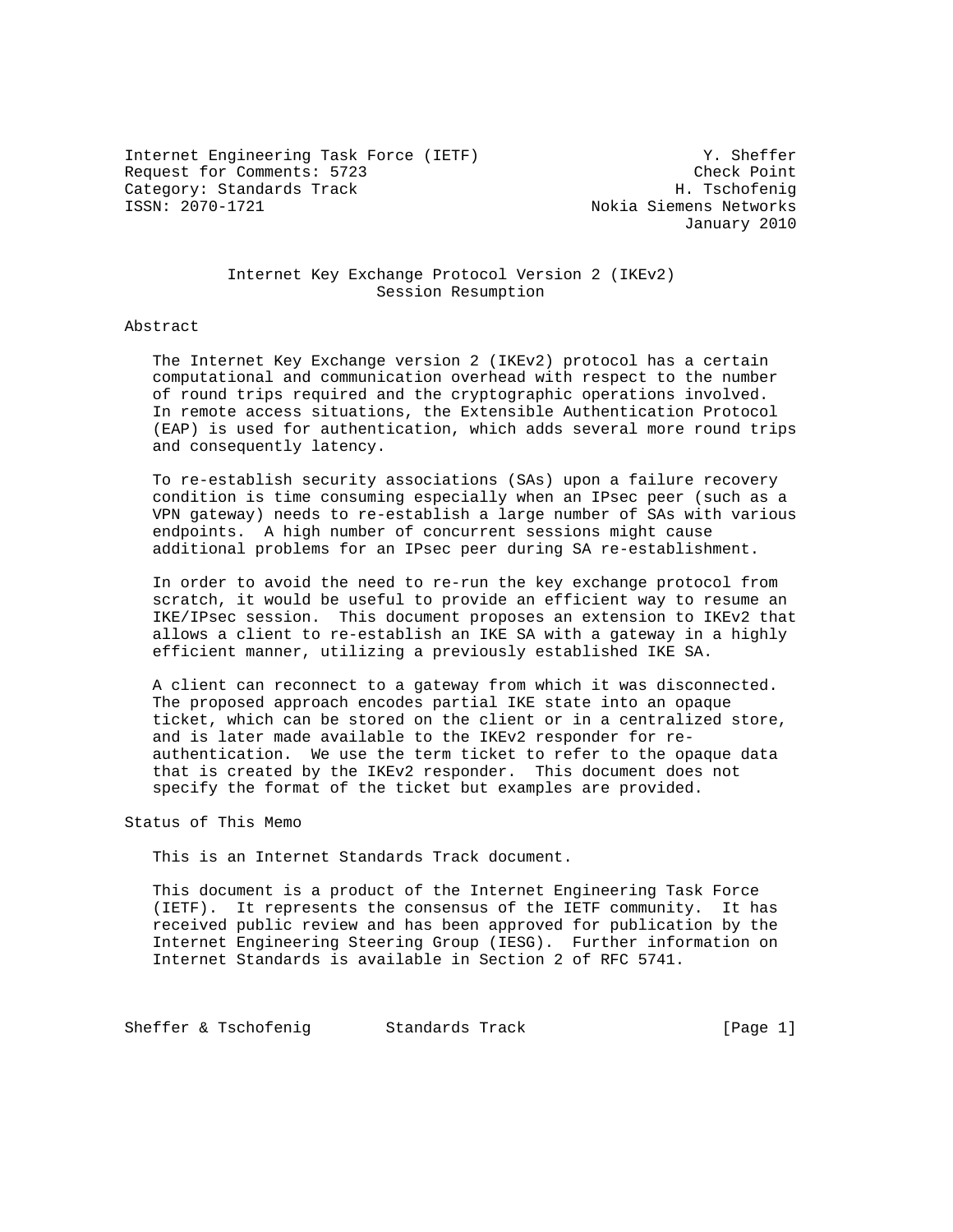Internet Engineering Task Force (IETF)  
Request for Comments: 5723  
Category: Standards Track  
ISSN: 2070-1721

Y. Sheffer  
Check Point  
H. Tschofenig  
Nokia Siemens Networks  
January 2010

# Internet Key Exchange Protocol Version 2 (IKEv2) Session Resumption

## Abstract

The Internet Key Exchange version 2 (IKEv2) protocol has a certain computational and communication overhead with respect to the number of round trips required and the cryptographic operations involved. In remote access situations, the Extensible Authentication Protocol (EAP) is used for authentication, which adds several more round trips and consequently latency.

To re-establish security associations (SAs) upon a failure recovery condition is time consuming especially when an IPsec peer (such as a VPN gateway) needs to re-establish a large number of SAs with various endpoints. A high number of concurrent sessions might cause additional problems for an IPsec peer during SA re-establishment.

In order to avoid the need to re-run the key exchange protocol from scratch, it would be useful to provide an efficient way to resume an IKE/IPsec session. This document proposes an extension to IKEv2 that allows a client to re-establish an IKE SA with a gateway in a highly efficient manner, utilizing a previously established IKE SA.

A client can reconnect to a gateway from which it was disconnected. The proposed approach encodes partial IKE state into an opaque ticket, which can be stored on the client or in a centralized store, and is later made available to the IKEv2 responder for re-authentication. We use the term ticket to refer to the opaque data that is created by the IKEv2 responder. This document does not specify the format of the ticket but examples are provided.

## Status of This Memo

This is an Internet Standards Track document.

This document is a product of the Internet Engineering Task Force (IETF). It represents the consensus of the IETF community. It has received public review and has been approved for publication by the Internet Engineering Steering Group (IESG). Further information on Internet Standards is available in Section 2 of RFC 5741.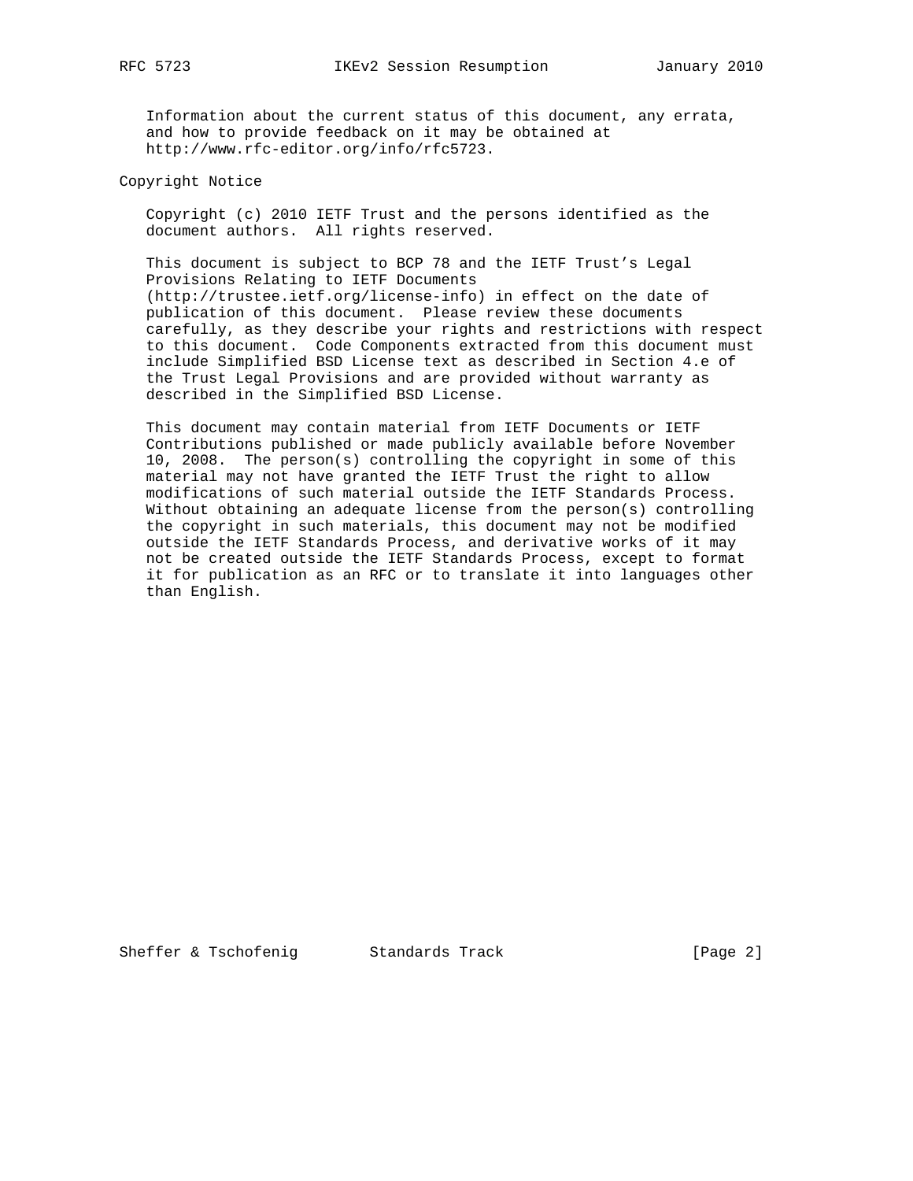Information about the current status of this document, any errata, and how to provide feedback on it may be obtained at http://www.rfc-editor.org/info/rfc5723.

## Copyright Notice

Copyright (c) 2010 IETF Trust and the persons identified as the document authors. All rights reserved.

This document is subject to BCP 78 and the IETF Trust's Legal Provisions Relating to IETF Documents (http://trustee.ietf.org/license-info) in effect on the date of publication of this document. Please review these documents carefully, as they describe your rights and restrictions with respect to this document. Code Components extracted from this document must include Simplified BSD License text as described in Section 4.e of the Trust Legal Provisions and are provided without warranty as described in the Simplified BSD License.

This document may contain material from IETF Documents or IETF Contributions published or made publicly available before November 10, 2008. The person(s) controlling the copyright in some of this material may not have granted the IETF Trust the right to allow modifications of such material outside the IETF Standards Process. Without obtaining an adequate license from the person(s) controlling the copyright in such materials, this document may not be modified outside the IETF Standards Process, and derivative works of it may not be created outside the IETF Standards Process, except to format it for publication as an RFC or to translate it into languages other than English.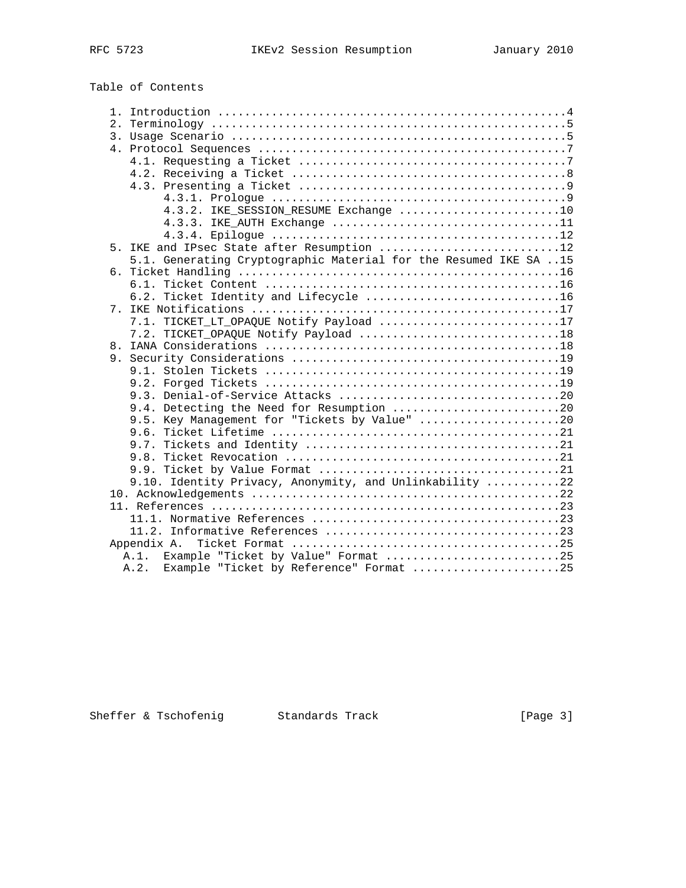## Table of Contents

```
   1. Introduction ....................................................4
   2. Terminology .....................................................5
   3. Usage Scenario ..................................................5
   4. Protocol Sequences ..............................................7
      4.1. Requesting a Ticket ........................................7
      4.2. Receiving a Ticket .........................................8
      4.3. Presenting a Ticket ........................................9
           4.3.1. Prologue ............................................9
           4.3.2. IKE_SESSION_RESUME Exchange ........................10
           4.3.3. IKE_AUTH Exchange ..................................11
           4.3.4. Epilogue ...........................................12
   5. IKE and IPsec State after Resumption ...........................12
      5.1. Generating Cryptographic Material for the Resumed IKE SA ..15
   6. Ticket Handling ................................................16
      6.1. Ticket Content ............................................16
      6.2. Ticket Identity and Lifecycle .............................16
   7. IKE Notifications ..............................................17
      7.1. TICKET_LT_OPAQUE Notify Payload ...........................17
      7.2. TICKET_OPAQUE Notify Payload ..............................18
   8. IANA Considerations ............................................18
   9. Security Considerations ........................................19
      9.1. Stolen Tickets ............................................19
      9.2. Forged Tickets ............................................19
      9.3. Denial-of-Service Attacks .................................20
      9.4. Detecting the Need for Resumption .........................20
      9.5. Key Management for "Tickets by Value" .....................20
      9.6. Ticket Lifetime ...........................................21
      9.7. Tickets and Identity ......................................21
      9.8. Ticket Revocation .........................................21
      9.9. Ticket by Value Format ....................................21
      9.10. Identity Privacy, Anonymity, and Unlinkability ...........22
   10. Acknowledgements ..............................................22
   11. References ....................................................23
      11.1. Normative References .....................................23
      11.2. Informative References ...................................23
   Appendix A.  Ticket Format ........................................25
     A.1.  Example "Ticket by Value" Format ..........................25
     A.2.  Example "Ticket by Reference" Format ......................25
```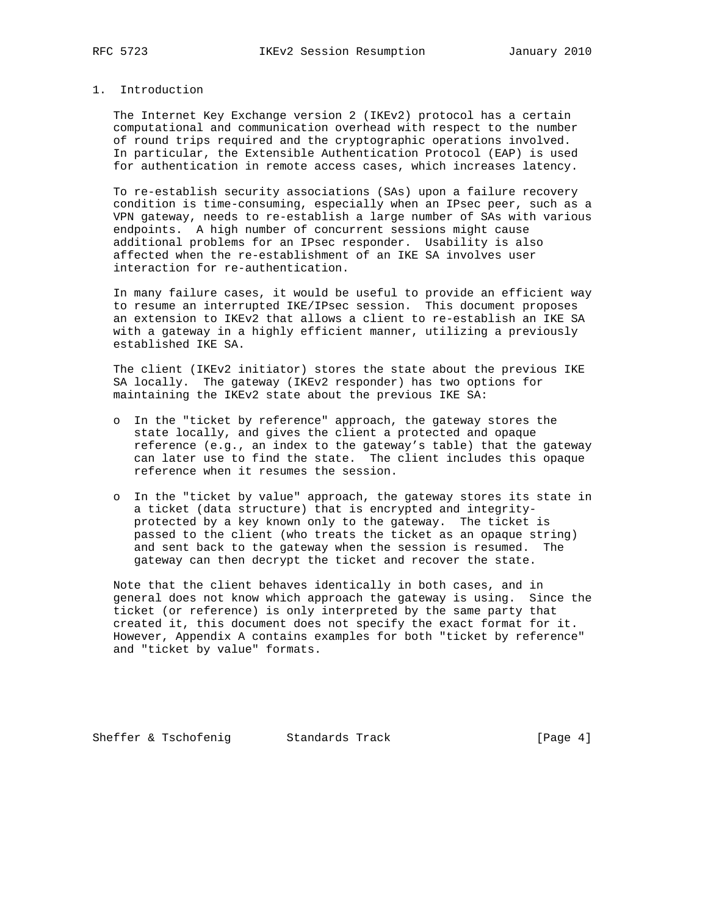# 1. Introduction

The Internet Key Exchange version 2 (IKEv2) protocol has a certain computational and communication overhead with respect to the number of round trips required and the cryptographic operations involved. In particular, the Extensible Authentication Protocol (EAP) is used for authentication in remote access cases, which increases latency.

To re-establish security associations (SAs) upon a failure recovery condition is time-consuming, especially when an IPsec peer, such as a VPN gateway, needs to re-establish a large number of SAs with various endpoints. A high number of concurrent sessions might cause additional problems for an IPsec responder. Usability is also affected when the re-establishment of an IKE SA involves user interaction for re-authentication.

In many failure cases, it would be useful to provide an efficient way to resume an interrupted IKE/IPsec session. This document proposes an extension to IKEv2 that allows a client to re-establish an IKE SA with a gateway in a highly efficient manner, utilizing a previously established IKE SA.

The client (IKEv2 initiator) stores the state about the previous IKE SA locally. The gateway (IKEv2 responder) has two options for maintaining the IKEv2 state about the previous IKE SA:

- In the "ticket by reference" approach, the gateway stores the state locally, and gives the client a protected and opaque reference (e.g., an index to the gateway's table) that the gateway can later use to find the state. The client includes this opaque reference when it resumes the session.

- In the "ticket by value" approach, the gateway stores its state in a ticket (data structure) that is encrypted and integrity-protected by a key known only to the gateway. The ticket is passed to the client (who treats the ticket as an opaque string) and sent back to the gateway when the session is resumed. The gateway can then decrypt the ticket and recover the state.

Note that the client behaves identically in both cases, and in general does not know which approach the gateway is using. Since the ticket (or reference) is only interpreted by the same party that created it, this document does not specify the exact format for it. However, Appendix A contains examples for both "ticket by reference" and "ticket by value" formats.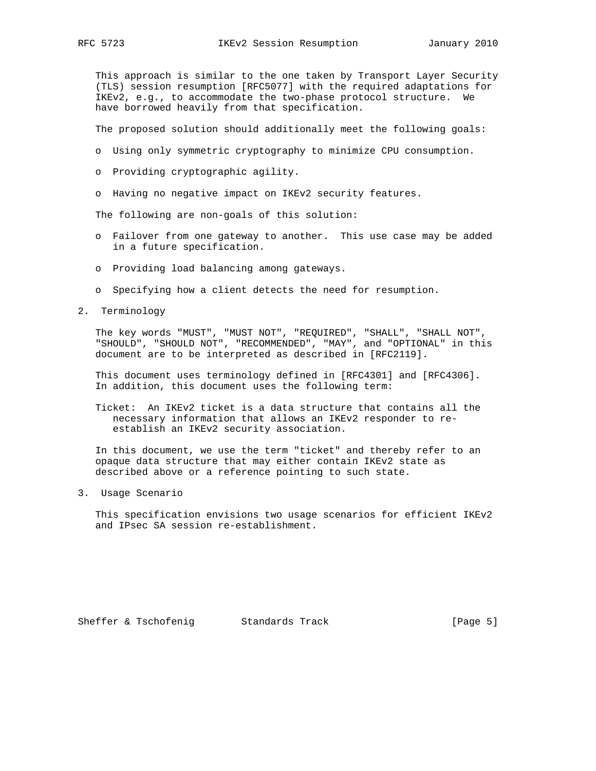This approach is similar to the one taken by Transport Layer Security (TLS) session resumption [RFC5077] with the required adaptations for IKEv2, e.g., to accommodate the two-phase protocol structure. We have borrowed heavily from that specification.

The proposed solution should additionally meet the following goals:

- Using only symmetric cryptography to minimize CPU consumption.
- Providing cryptographic agility.
- Having no negative impact on IKEv2 security features.

The following are non-goals of this solution:

- Failover from one gateway to another. This use case may be added in a future specification.
- Providing load balancing among gateways.
- Specifying how a client detects the need for resumption.

## 2. Terminology

The key words "MUST", "MUST NOT", "REQUIRED", "SHALL", "SHALL NOT", "SHOULD", "SHOULD NOT", "RECOMMENDED", "MAY", and "OPTIONAL" in this document are to be interpreted as described in [RFC2119].

This document uses terminology defined in [RFC4301] and [RFC4306]. In addition, this document uses the following term:

Ticket: An IKEv2 ticket is a data structure that contains all the necessary information that allows an IKEv2 responder to re-establish an IKEv2 security association.

In this document, we use the term "ticket" and thereby refer to an opaque data structure that may either contain IKEv2 state as described above or a reference pointing to such state.

## 3. Usage Scenario

This specification envisions two usage scenarios for efficient IKEv2 and IPsec SA session re-establishment.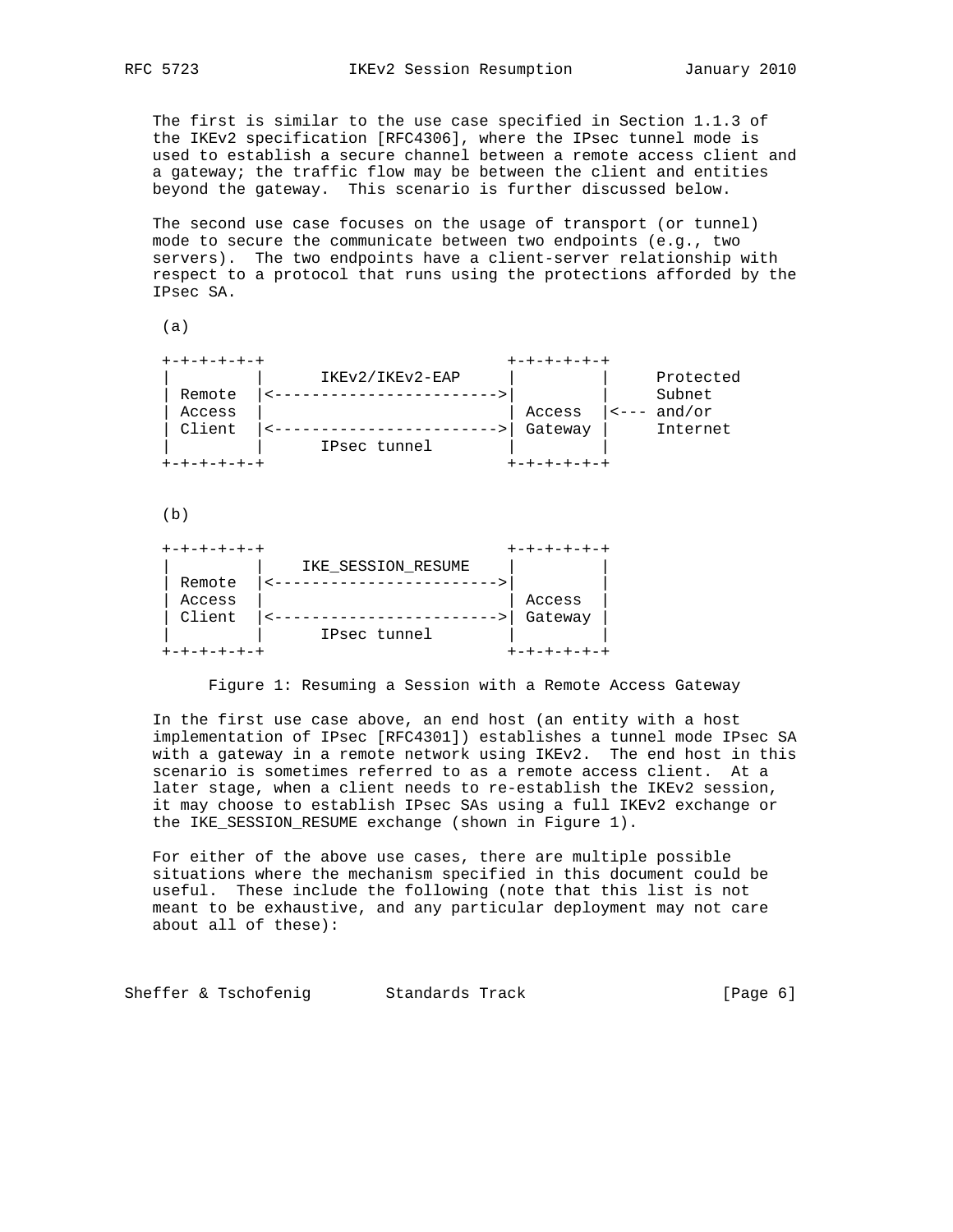The first is similar to the use case specified in Section 1.1.3 of the IKEv2 specification [RFC4306], where the IPsec tunnel mode is used to establish a secure channel between a remote access client and a gateway; the traffic flow may be between the client and entities beyond the gateway. This scenario is further discussed below.

The second use case focuses on the usage of transport (or tunnel) mode to secure the communicate between two endpoints (e.g., two servers). The two endpoints have a client-server relationship with respect to a protocol that runs using the protections afforded by the IPsec SA.

```
 (a)

 +-+-+-+-+-+                          +-+-+-+-+-+
 |         |      IKEv2/IKEv2-EAP     |         |     Protected
 | Remote  |<------------------------>|         |     Subnet
 | Access  |                          | Access  |<--- and/or
 | Client  |<------------------------>| Gateway |     Internet
 |         |      IPsec tunnel        |         |
 +-+-+-+-+-+                          +-+-+-+-+-+


 (b)

 +-+-+-+-+-+                          +-+-+-+-+-+
 |         |    IKE_SESSION_RESUME    |         |
 | Remote  |<------------------------>|         |
 | Access  |                          | Access  |
 | Client  |<------------------------>| Gateway |
 |         |      IPsec tunnel        |         |
 +-+-+-+-+-+                          +-+-+-+-+-+
```

Figure 1: Resuming a Session with a Remote Access Gateway

In the first use case above, an end host (an entity with a host implementation of IPsec [RFC4301]) establishes a tunnel mode IPsec SA with a gateway in a remote network using IKEv2. The end host in this scenario is sometimes referred to as a remote access client. At a later stage, when a client needs to re-establish the IKEv2 session, it may choose to establish IPsec SAs using a full IKEv2 exchange or the IKE_SESSION_RESUME exchange (shown in Figure 1).

For either of the above use cases, there are multiple possible situations where the mechanism specified in this document could be useful. These include the following (note that this list is not meant to be exhaustive, and any particular deployment may not care about all of these):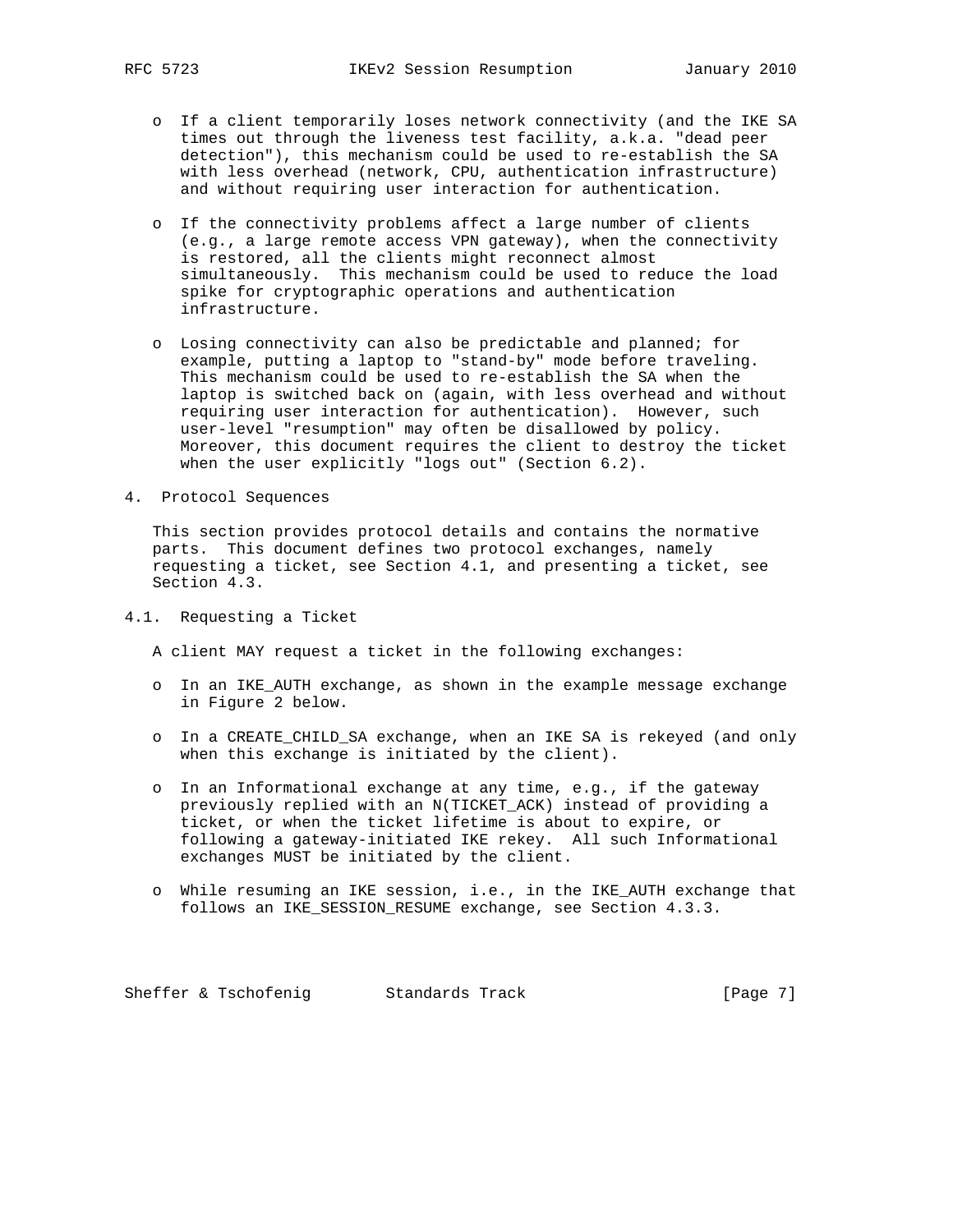- If a client temporarily loses network connectivity (and the IKE SA times out through the liveness test facility, a.k.a. "dead peer detection"), this mechanism could be used to re-establish the SA with less overhead (network, CPU, authentication infrastructure) and without requiring user interaction for authentication.

- If the connectivity problems affect a large number of clients (e.g., a large remote access VPN gateway), when the connectivity is restored, all the clients might reconnect almost simultaneously. This mechanism could be used to reduce the load spike for cryptographic operations and authentication infrastructure.

- Losing connectivity can also be predictable and planned; for example, putting a laptop to "stand-by" mode before traveling. This mechanism could be used to re-establish the SA when the laptop is switched back on (again, with less overhead and without requiring user interaction for authentication). However, such user-level "resumption" may often be disallowed by policy. Moreover, this document requires the client to destroy the ticket when the user explicitly "logs out" (Section 6.2).

## 4. Protocol Sequences

This section provides protocol details and contains the normative parts. This document defines two protocol exchanges, namely requesting a ticket, see Section 4.1, and presenting a ticket, see Section 4.3.

### 4.1. Requesting a Ticket

A client MAY request a ticket in the following exchanges:

- In an IKE_AUTH exchange, as shown in the example message exchange in Figure 2 below.

- In a CREATE_CHILD_SA exchange, when an IKE SA is rekeyed (and only when this exchange is initiated by the client).

- In an Informational exchange at any time, e.g., if the gateway previously replied with an N(TICKET_ACK) instead of providing a ticket, or when the ticket lifetime is about to expire, or following a gateway-initiated IKE rekey. All such Informational exchanges MUST be initiated by the client.

- While resuming an IKE session, i.e., in the IKE_AUTH exchange that follows an IKE_SESSION_RESUME exchange, see Section 4.3.3.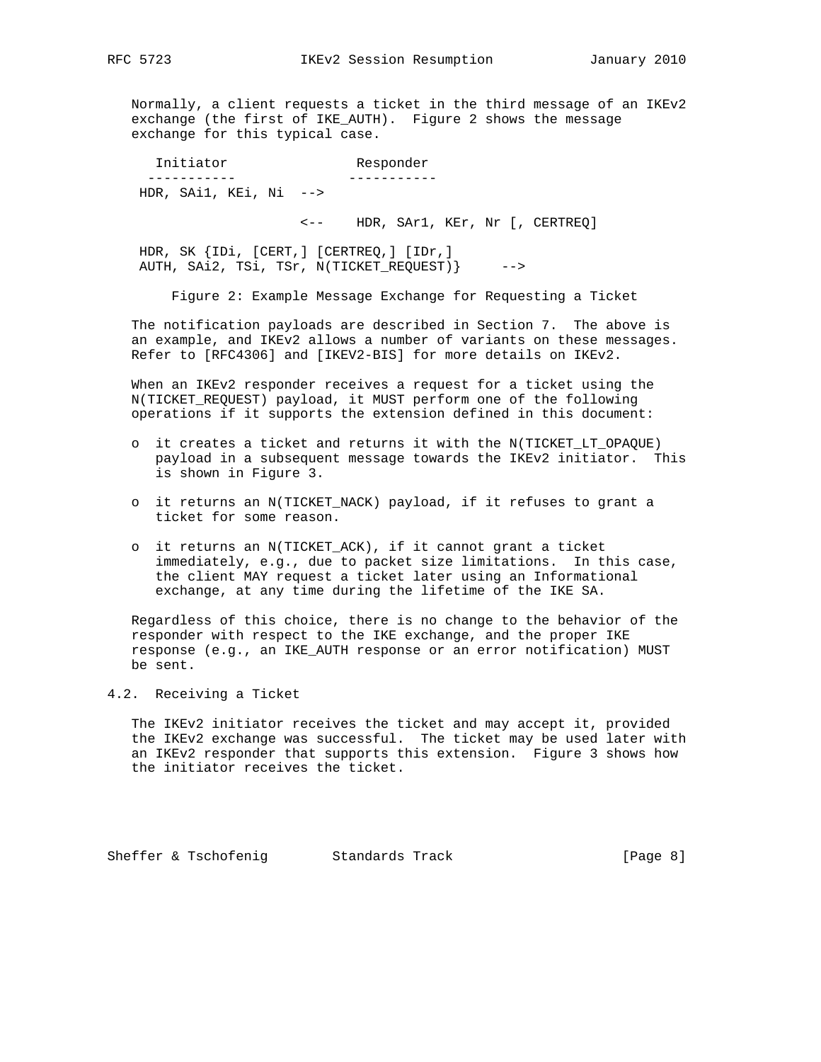Normally, a client requests a ticket in the third message of an IKEv2 exchange (the first of IKE_AUTH). Figure 2 shows the message exchange for this typical case.

```
   Initiator                Responder
  -----------              -----------
 HDR, SAi1, KEi, Ni  -->

                    <--    HDR, SAr1, KEr, Nr [, CERTREQ]

 HDR, SK {IDi, [CERT,] [CERTREQ,] [IDr,]
 AUTH, SAi2, TSi, TSr, N(TICKET_REQUEST)}     -->
```

Figure 2: Example Message Exchange for Requesting a Ticket

The notification payloads are described in Section 7. The above is an example, and IKEv2 allows a number of variants on these messages. Refer to [RFC4306] and [IKEV2-BIS] for more details on IKEv2.

When an IKEv2 responder receives a request for a ticket using the N(TICKET_REQUEST) payload, it MUST perform one of the following operations if it supports the extension defined in this document:

- it creates a ticket and returns it with the N(TICKET_LT_OPAQUE) payload in a subsequent message towards the IKEv2 initiator. This is shown in Figure 3.
- it returns an N(TICKET_NACK) payload, if it refuses to grant a ticket for some reason.
- it returns an N(TICKET_ACK), if it cannot grant a ticket immediately, e.g., due to packet size limitations. In this case, the client MAY request a ticket later using an Informational exchange, at any time during the lifetime of the IKE SA.

Regardless of this choice, there is no change to the behavior of the responder with respect to the IKE exchange, and the proper IKE response (e.g., an IKE_AUTH response or an error notification) MUST be sent.

## 4.2. Receiving a Ticket

The IKEv2 initiator receives the ticket and may accept it, provided the IKEv2 exchange was successful. The ticket may be used later with an IKEv2 responder that supports this extension. Figure 3 shows how the initiator receives the ticket.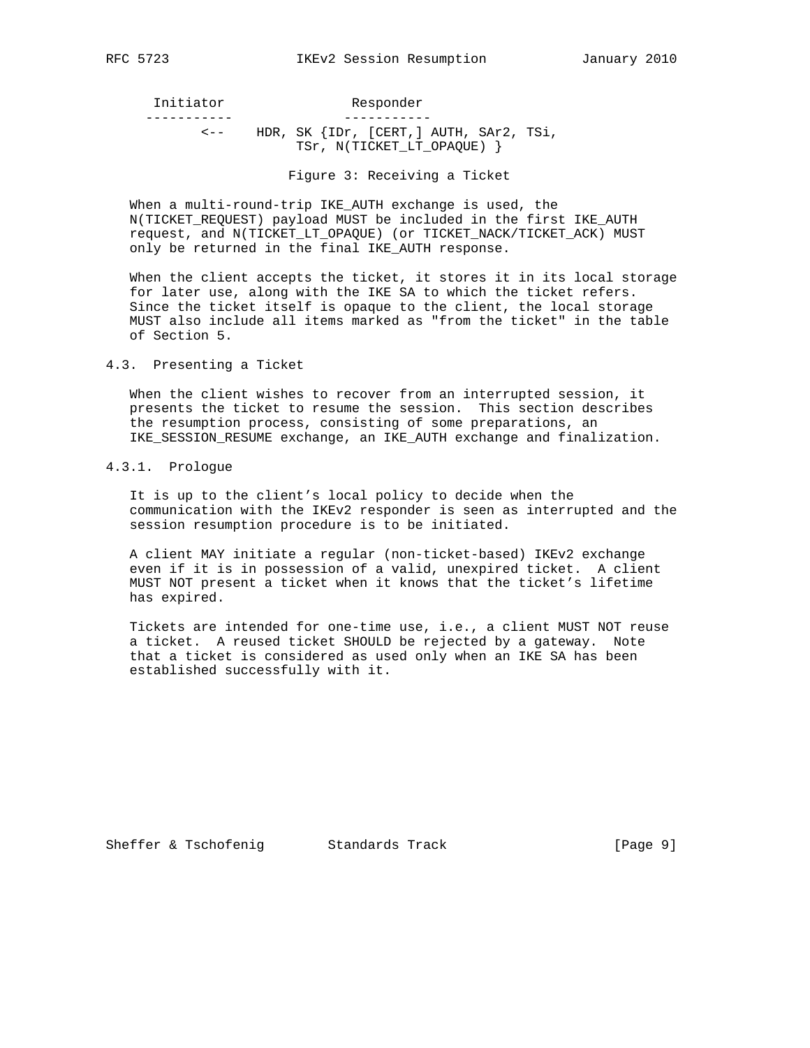```
Initiator                Responder
-----------              -----------
      <--    HDR, SK {IDr, [CERT,] AUTH, SAr2, TSi,
                  TSr, N(TICKET_LT_OPAQUE) }
```

Figure 3: Receiving a Ticket

When a multi-round-trip IKE_AUTH exchange is used, the N(TICKET_REQUEST) payload MUST be included in the first IKE_AUTH request, and N(TICKET_LT_OPAQUE) (or TICKET_NACK/TICKET_ACK) MUST only be returned in the final IKE_AUTH response.

When the client accepts the ticket, it stores it in its local storage for later use, along with the IKE SA to which the ticket refers. Since the ticket itself is opaque to the client, the local storage MUST also include all items marked as "from the ticket" in the table of Section 5.

### 4.3. Presenting a Ticket

When the client wishes to recover from an interrupted session, it presents the ticket to resume the session. This section describes the resumption process, consisting of some preparations, an IKE_SESSION_RESUME exchange, an IKE_AUTH exchange and finalization.

#### 4.3.1. Prologue

It is up to the client's local policy to decide when the communication with the IKEv2 responder is seen as interrupted and the session resumption procedure is to be initiated.

A client MAY initiate a regular (non-ticket-based) IKEv2 exchange even if it is in possession of a valid, unexpired ticket. A client MUST NOT present a ticket when it knows that the ticket's lifetime has expired.

Tickets are intended for one-time use, i.e., a client MUST NOT reuse a ticket. A reused ticket SHOULD be rejected by a gateway. Note that a ticket is considered as used only when an IKE SA has been established successfully with it.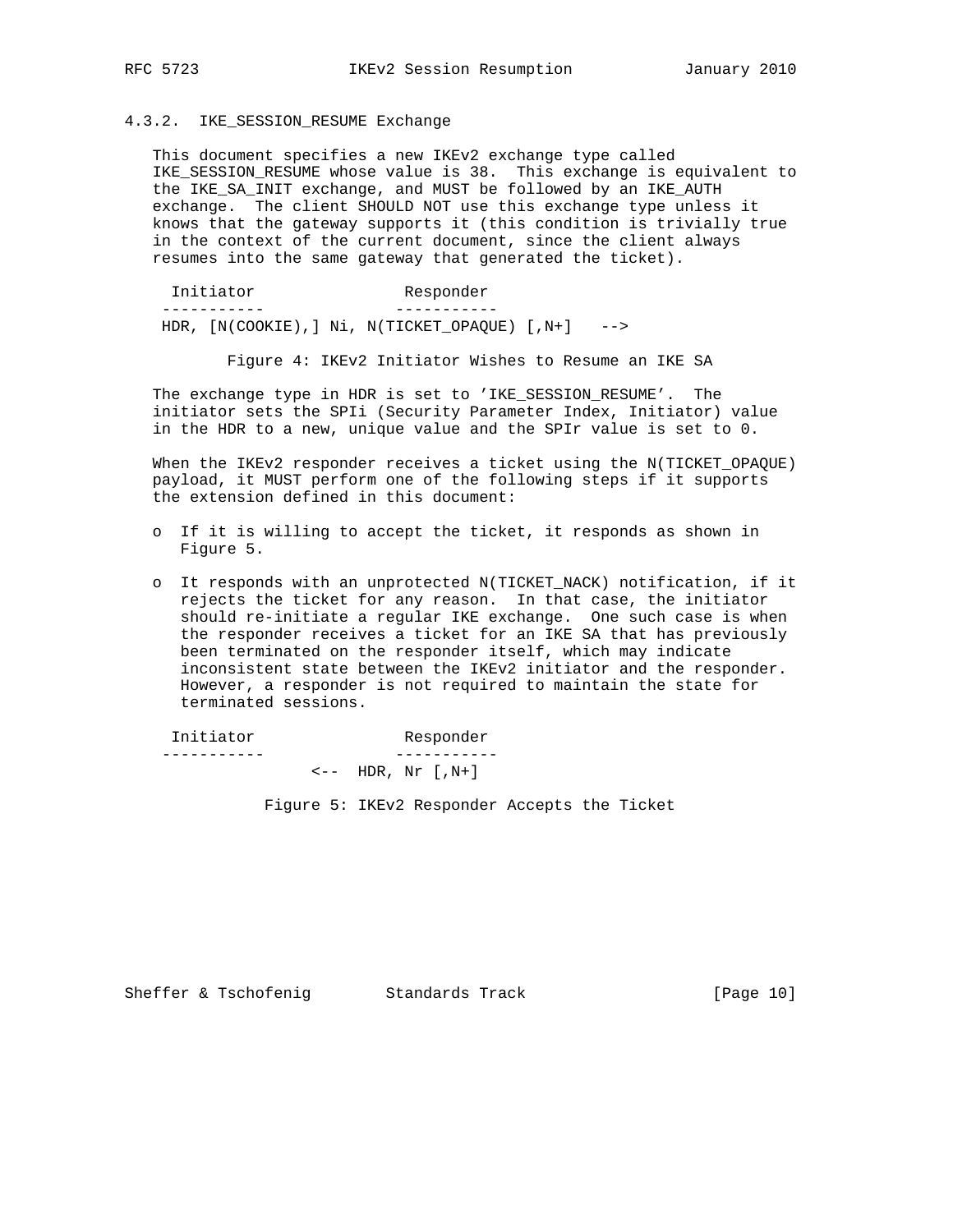### 4.3.2. IKE_SESSION_RESUME Exchange

This document specifies a new IKEv2 exchange type called IKE_SESSION_RESUME whose value is 38. This exchange is equivalent to the IKE_SA_INIT exchange, and MUST be followed by an IKE_AUTH exchange. The client SHOULD NOT use this exchange type unless it knows that the gateway supports it (this condition is trivially true in the context of the current document, since the client always resumes into the same gateway that generated the ticket).

```
  Initiator                Responder
 -----------              -----------
 HDR, [N(COOKIE),] Ni, N(TICKET_OPAQUE) [,N+]   -->
```

Figure 4: IKEv2 Initiator Wishes to Resume an IKE SA

The exchange type in HDR is set to 'IKE_SESSION_RESUME'. The initiator sets the SPIi (Security Parameter Index, Initiator) value in the HDR to a new, unique value and the SPIr value is set to 0.

When the IKEv2 responder receives a ticket using the N(TICKET_OPAQUE) payload, it MUST perform one of the following steps if it supports the extension defined in this document:

- If it is willing to accept the ticket, it responds as shown in Figure 5.
- It responds with an unprotected N(TICKET_NACK) notification, if it rejects the ticket for any reason. In that case, the initiator should re-initiate a regular IKE exchange. One such case is when the responder receives a ticket for an IKE SA that has previously been terminated on the responder itself, which may indicate inconsistent state between the IKEv2 initiator and the responder. However, a responder is not required to maintain the state for terminated sessions.

```
  Initiator                Responder
 -----------              -----------
                  <--  HDR, Nr [,N+]
```

Figure 5: IKEv2 Responder Accepts the Ticket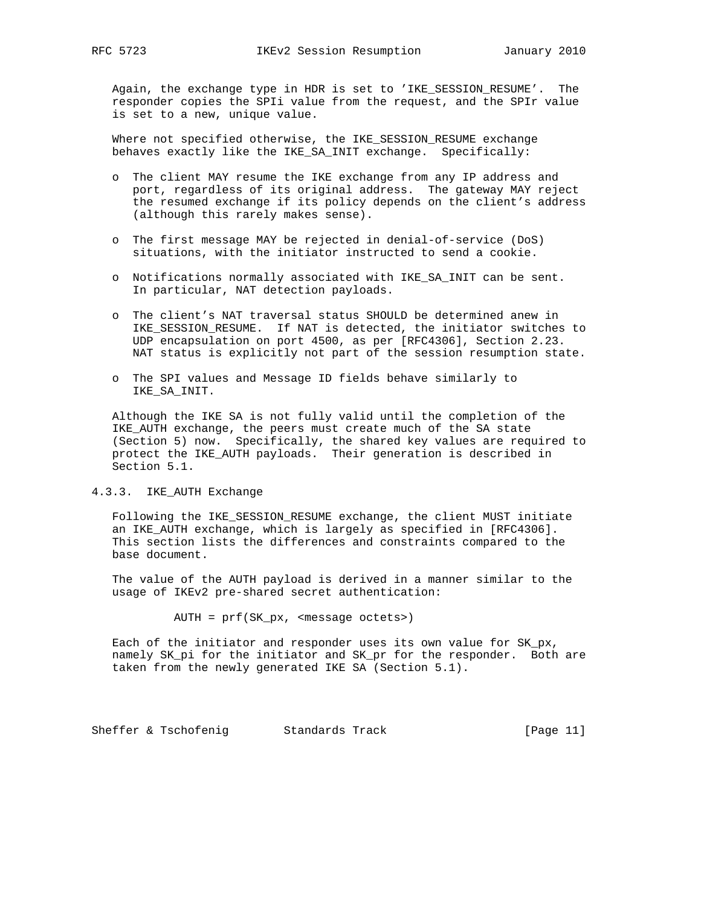Again, the exchange type in HDR is set to 'IKE_SESSION_RESUME'. The responder copies the SPIi value from the request, and the SPIr value is set to a new, unique value.

Where not specified otherwise, the IKE_SESSION_RESUME exchange behaves exactly like the IKE_SA_INIT exchange. Specifically:

- The client MAY resume the IKE exchange from any IP address and port, regardless of its original address. The gateway MAY reject the resumed exchange if its policy depends on the client's address (although this rarely makes sense).

- The first message MAY be rejected in denial-of-service (DoS) situations, with the initiator instructed to send a cookie.

- Notifications normally associated with IKE_SA_INIT can be sent. In particular, NAT detection payloads.

- The client's NAT traversal status SHOULD be determined anew in IKE_SESSION_RESUME. If NAT is detected, the initiator switches to UDP encapsulation on port 4500, as per [RFC4306], Section 2.23. NAT status is explicitly not part of the session resumption state.

- The SPI values and Message ID fields behave similarly to IKE_SA_INIT.

Although the IKE SA is not fully valid until the completion of the IKE_AUTH exchange, the peers must create much of the SA state (Section 5) now. Specifically, the shared key values are required to protect the IKE_AUTH payloads. Their generation is described in Section 5.1.

### 4.3.3. IKE_AUTH Exchange

Following the IKE_SESSION_RESUME exchange, the client MUST initiate an IKE_AUTH exchange, which is largely as specified in [RFC4306]. This section lists the differences and constraints compared to the base document.

The value of the AUTH payload is derived in a manner similar to the usage of IKEv2 pre-shared secret authentication:

```
AUTH = prf(SK_px, <message octets>)
```

Each of the initiator and responder uses its own value for SK_px, namely SK_pi for the initiator and SK_pr for the responder. Both are taken from the newly generated IKE SA (Section 5.1).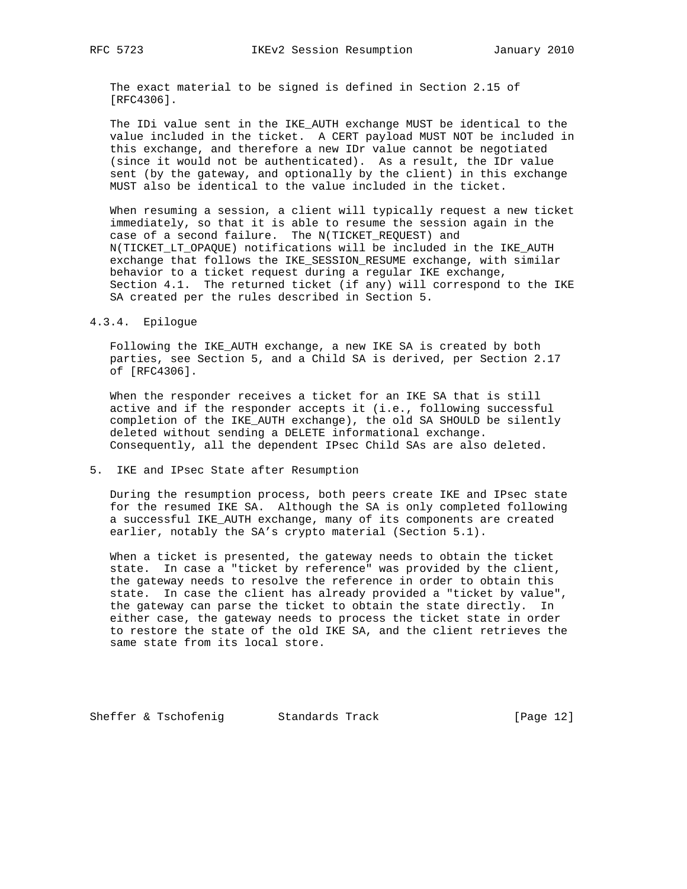The exact material to be signed is defined in Section 2.15 of [RFC4306].

The IDi value sent in the IKE_AUTH exchange MUST be identical to the value included in the ticket. A CERT payload MUST NOT be included in this exchange, and therefore a new IDr value cannot be negotiated (since it would not be authenticated). As a result, the IDr value sent (by the gateway, and optionally by the client) in this exchange MUST also be identical to the value included in the ticket.

When resuming a session, a client will typically request a new ticket immediately, so that it is able to resume the session again in the case of a second failure. The N(TICKET_REQUEST) and N(TICKET_LT_OPAQUE) notifications will be included in the IKE_AUTH exchange that follows the IKE_SESSION_RESUME exchange, with similar behavior to a ticket request during a regular IKE exchange, Section 4.1. The returned ticket (if any) will correspond to the IKE SA created per the rules described in Section 5.

#### 4.3.4. Epilogue

Following the IKE_AUTH exchange, a new IKE SA is created by both parties, see Section 5, and a Child SA is derived, per Section 2.17 of [RFC4306].

When the responder receives a ticket for an IKE SA that is still active and if the responder accepts it (i.e., following successful completion of the IKE_AUTH exchange), the old SA SHOULD be silently deleted without sending a DELETE informational exchange. Consequently, all the dependent IPsec Child SAs are also deleted.

## 5. IKE and IPsec State after Resumption

During the resumption process, both peers create IKE and IPsec state for the resumed IKE SA. Although the SA is only completed following a successful IKE_AUTH exchange, many of its components are created earlier, notably the SA's crypto material (Section 5.1).

When a ticket is presented, the gateway needs to obtain the ticket state. In case a "ticket by reference" was provided by the client, the gateway needs to resolve the reference in order to obtain this state. In case the client has already provided a "ticket by value", the gateway can parse the ticket to obtain the state directly. In either case, the gateway needs to process the ticket state in order to restore the state of the old IKE SA, and the client retrieves the same state from its local store.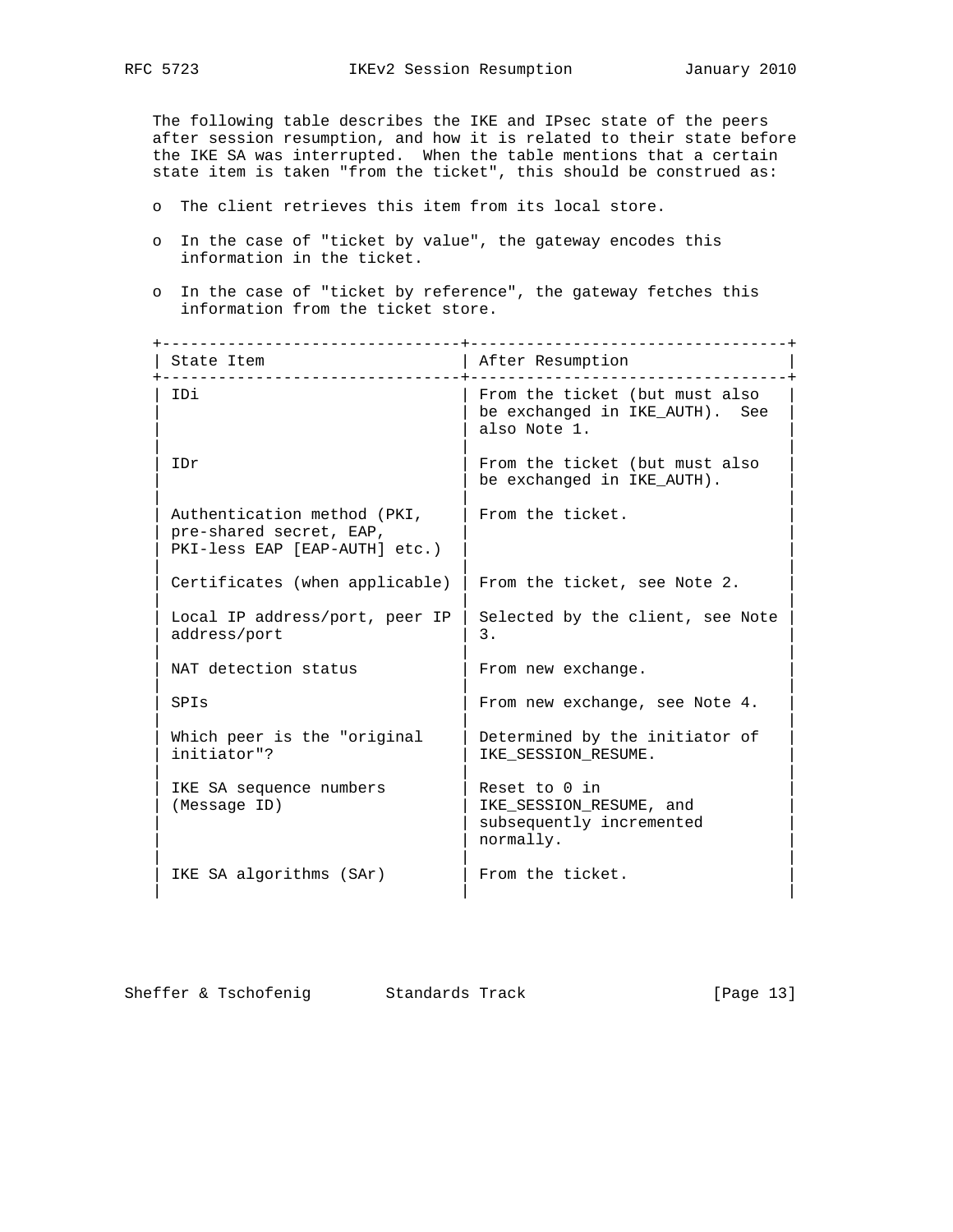The following table describes the IKE and IPsec state of the peers after session resumption, and how it is related to their state before the IKE SA was interrupted. When the table mentions that a certain state item is taken "from the ticket", this should be construed as:

- The client retrieves this item from its local store.
- In the case of "ticket by value", the gateway encodes this information in the ticket.
- In the case of "ticket by reference", the gateway fetches this information from the ticket store.

| State Item | After Resumption |
| --- | --- |
| IDi | From the ticket (but must also be exchanged in IKE_AUTH). See also Note 1. |
| IDr | From the ticket (but must also be exchanged in IKE_AUTH). |
| Authentication method (PKI, pre-shared secret, EAP, PKI-less EAP [EAP-AUTH] etc.) | From the ticket. |
| Certificates (when applicable) | From the ticket, see Note 2. |
| Local IP address/port, peer IP address/port | Selected by the client, see Note 3. |
| NAT detection status | From new exchange. |
| SPIs | From new exchange, see Note 4. |
| Which peer is the "original initiator"? | Determined by the initiator of IKE_SESSION_RESUME. |
| IKE SA sequence numbers (Message ID) | Reset to 0 in IKE_SESSION_RESUME, and subsequently incremented normally. |
| IKE SA algorithms (SAr) | From the ticket. |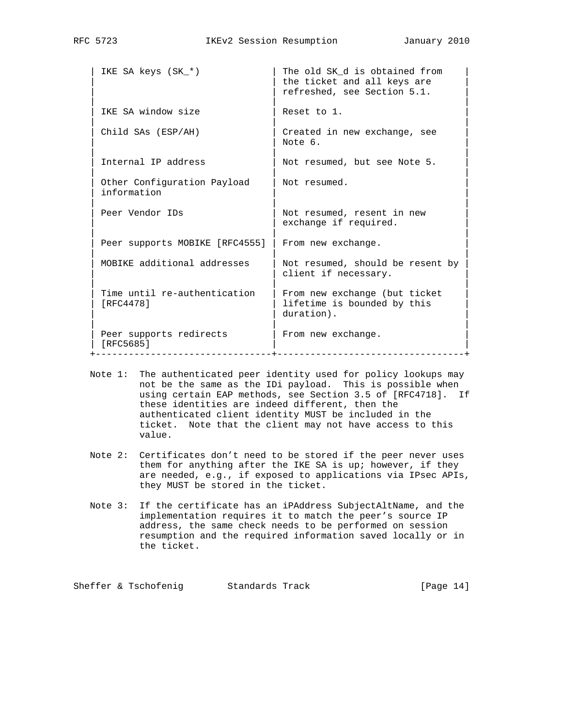| | |
|---|---|
| IKE SA keys (SK_*) | The old SK_d is obtained from the ticket and all keys are refreshed, see Section 5.1. |
| IKE SA window size | Reset to 1. |
| Child SAs (ESP/AH) | Created in new exchange, see Note 6. |
| Internal IP address | Not resumed, but see Note 5. |
| Other Configuration Payload information | Not resumed. |
| Peer Vendor IDs | Not resumed, resent in new exchange if required. |
| Peer supports MOBIKE [RFC4555] | From new exchange. |
| MOBIKE additional addresses | Not resumed, should be resent by client if necessary. |
| Time until re-authentication [RFC4478] | From new exchange (but ticket lifetime is bounded by this duration). |
| Peer supports redirects [RFC5685] | From new exchange. |

Note 1: The authenticated peer identity used for policy lookups may not be the same as the IDi payload. This is possible when using certain EAP methods, see Section 3.5 of [RFC4718]. If these identities are indeed different, then the authenticated client identity MUST be included in the ticket. Note that the client may not have access to this value.

Note 2: Certificates don't need to be stored if the peer never uses them for anything after the IKE SA is up; however, if they are needed, e.g., if exposed to applications via IPsec APIs, they MUST be stored in the ticket.

Note 3: If the certificate has an iPAddress SubjectAltName, and the implementation requires it to match the peer's source IP address, the same check needs to be performed on session resumption and the required information saved locally or in the ticket.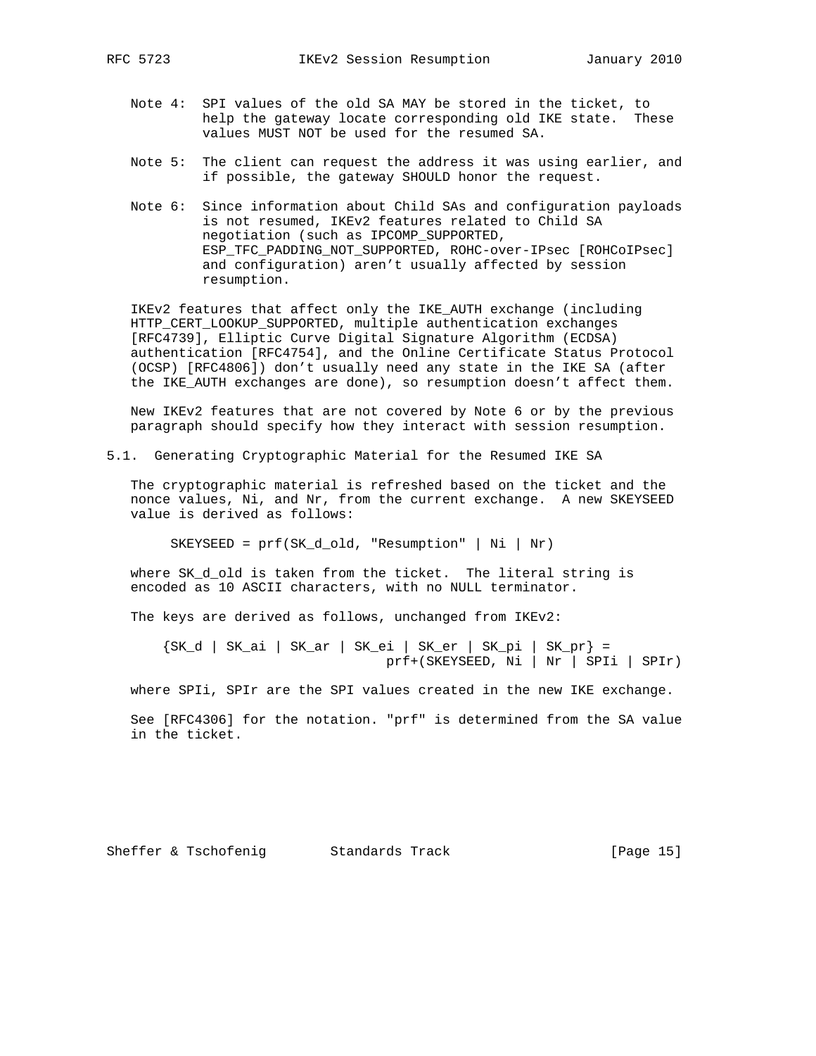Note 4: SPI values of the old SA MAY be stored in the ticket, to help the gateway locate corresponding old IKE state. These values MUST NOT be used for the resumed SA.

Note 5: The client can request the address it was using earlier, and if possible, the gateway SHOULD honor the request.

Note 6: Since information about Child SAs and configuration payloads is not resumed, IKEv2 features related to Child SA negotiation (such as IPCOMP_SUPPORTED, ESP_TFC_PADDING_NOT_SUPPORTED, ROHC-over-IPsec [ROHCoIPsec] and configuration) aren't usually affected by session resumption.

IKEv2 features that affect only the IKE_AUTH exchange (including HTTP_CERT_LOOKUP_SUPPORTED, multiple authentication exchanges [RFC4739], Elliptic Curve Digital Signature Algorithm (ECDSA) authentication [RFC4754], and the Online Certificate Status Protocol (OCSP) [RFC4806]) don't usually need any state in the IKE SA (after the IKE_AUTH exchanges are done), so resumption doesn't affect them.

New IKEv2 features that are not covered by Note 6 or by the previous paragraph should specify how they interact with session resumption.

## 5.1. Generating Cryptographic Material for the Resumed IKE SA

The cryptographic material is refreshed based on the ticket and the nonce values, Ni, and Nr, from the current exchange. A new SKEYSEED value is derived as follows:

```
SKEYSEED = prf(SK_d_old, "Resumption" | Ni | Nr)
```

where SK_d_old is taken from the ticket. The literal string is encoded as 10 ASCII characters, with no NULL terminator.

The keys are derived as follows, unchanged from IKEv2:

```
{SK_d | SK_ai | SK_ar | SK_ei | SK_er | SK_pi | SK_pr} =
                          prf+(SKEYSEED, Ni | Nr | SPIi | SPIr)
```

where SPIi, SPIr are the SPI values created in the new IKE exchange.

See [RFC4306] for the notation. "prf" is determined from the SA value in the ticket.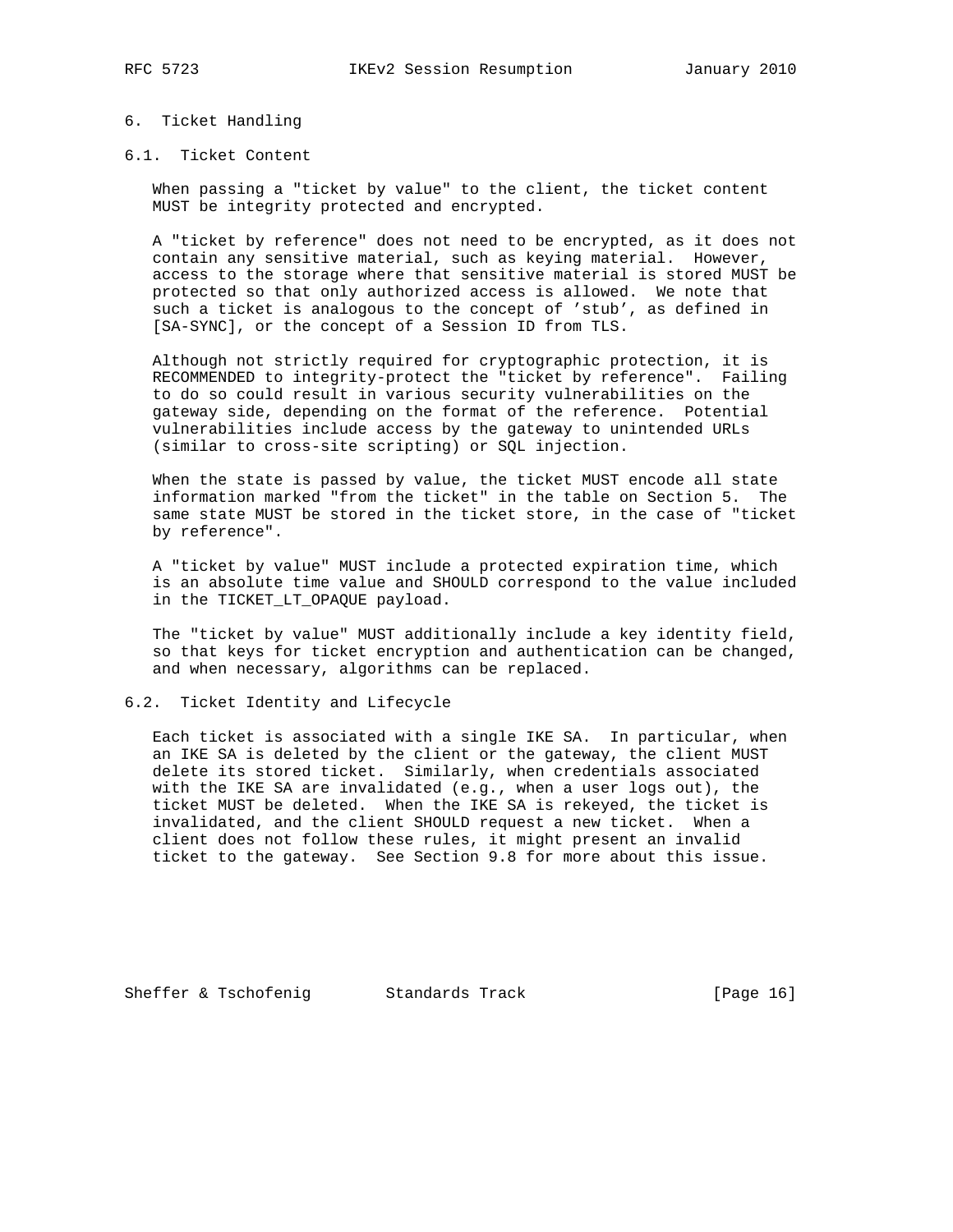# 6. Ticket Handling

## 6.1. Ticket Content

When passing a "ticket by value" to the client, the ticket content MUST be integrity protected and encrypted.

A "ticket by reference" does not need to be encrypted, as it does not contain any sensitive material, such as keying material. However, access to the storage where that sensitive material is stored MUST be protected so that only authorized access is allowed. We note that such a ticket is analogous to the concept of 'stub', as defined in [SA-SYNC], or the concept of a Session ID from TLS.

Although not strictly required for cryptographic protection, it is RECOMMENDED to integrity-protect the "ticket by reference". Failing to do so could result in various security vulnerabilities on the gateway side, depending on the format of the reference. Potential vulnerabilities include access by the gateway to unintended URLs (similar to cross-site scripting) or SQL injection.

When the state is passed by value, the ticket MUST encode all state information marked "from the ticket" in the table on Section 5. The same state MUST be stored in the ticket store, in the case of "ticket by reference".

A "ticket by value" MUST include a protected expiration time, which is an absolute time value and SHOULD correspond to the value included in the TICKET_LT_OPAQUE payload.

The "ticket by value" MUST additionally include a key identity field, so that keys for ticket encryption and authentication can be changed, and when necessary, algorithms can be replaced.

## 6.2. Ticket Identity and Lifecycle

Each ticket is associated with a single IKE SA. In particular, when an IKE SA is deleted by the client or the gateway, the client MUST delete its stored ticket. Similarly, when credentials associated with the IKE SA are invalidated (e.g., when a user logs out), the ticket MUST be deleted. When the IKE SA is rekeyed, the ticket is invalidated, and the client SHOULD request a new ticket. When a client does not follow these rules, it might present an invalid ticket to the gateway. See Section 9.8 for more about this issue.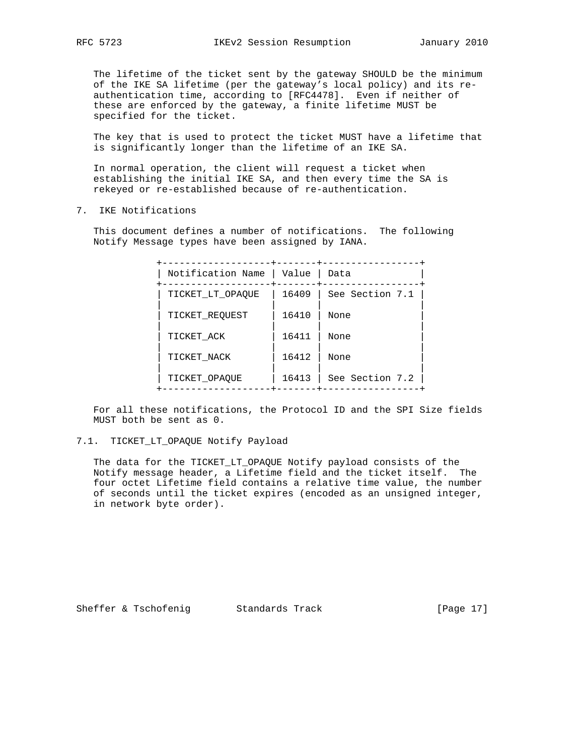The lifetime of the ticket sent by the gateway SHOULD be the minimum of the IKE SA lifetime (per the gateway's local policy) and its re-authentication time, according to [RFC4478]. Even if neither of these are enforced by the gateway, a finite lifetime MUST be specified for the ticket.

The key that is used to protect the ticket MUST have a lifetime that is significantly longer than the lifetime of an IKE SA.

In normal operation, the client will request a ticket when establishing the initial IKE SA, and then every time the SA is rekeyed or re-established because of re-authentication.

## 7. IKE Notifications

This document defines a number of notifications. The following Notify Message types have been assigned by IANA.

| Notification Name | Value | Data |
|---|---|---|
| TICKET_LT_OPAQUE | 16409 | See Section 7.1 |
| TICKET_REQUEST | 16410 | None |
| TICKET_ACK | 16411 | None |
| TICKET_NACK | 16412 | None |
| TICKET_OPAQUE | 16413 | See Section 7.2 |

For all these notifications, the Protocol ID and the SPI Size fields MUST both be sent as 0.

### 7.1. TICKET_LT_OPAQUE Notify Payload

The data for the TICKET_LT_OPAQUE Notify payload consists of the Notify message header, a Lifetime field and the ticket itself. The four octet Lifetime field contains a relative time value, the number of seconds until the ticket expires (encoded as an unsigned integer, in network byte order).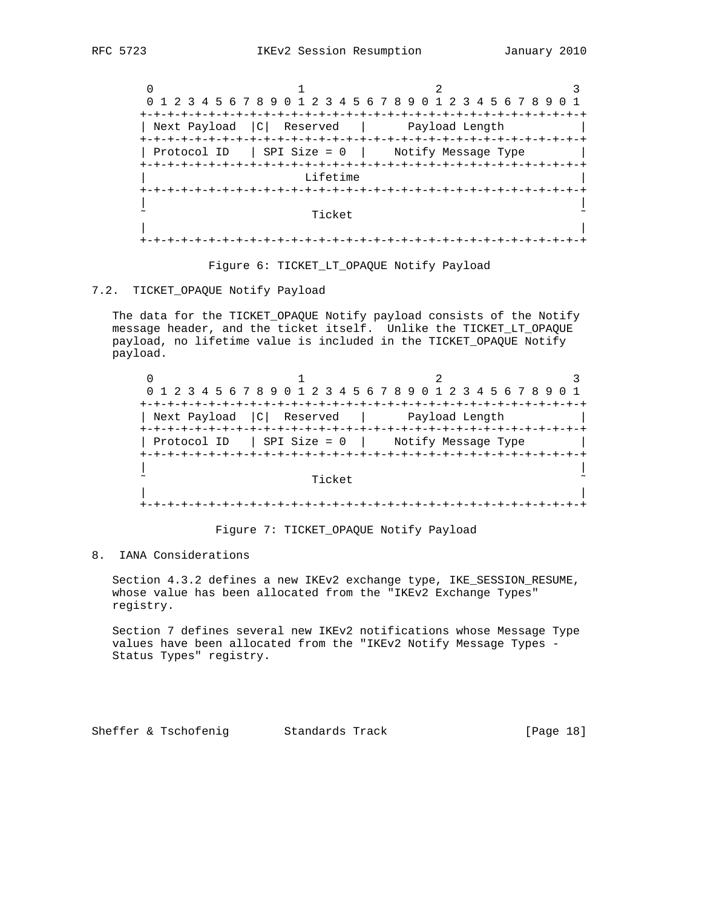```
                        1                   2                   3
    0 1 2 3 4 5 6 7 8 9 0 1 2 3 4 5 6 7 8 9 0 1 2 3 4 5 6 7 8 9 0 1
   +-+-+-+-+-+-+-+-+-+-+-+-+-+-+-+-+-+-+-+-+-+-+-+-+-+-+-+-+-+-+-+-+
   | Next Payload  |C|  Reserved   |      Payload Length           |
   +-+-+-+-+-+-+-+-+-+-+-+-+-+-+-+-+-+-+-+-+-+-+-+-+-+-+-+-+-+-+-+-+
   | Protocol ID   | SPI Size = 0  |    Notify Message Type        |
   +-+-+-+-+-+-+-+-+-+-+-+-+-+-+-+-+-+-+-+-+-+-+-+-+-+-+-+-+-+-+-+-+
   |                         Lifetime                              |
   +-+-+-+-+-+-+-+-+-+-+-+-+-+-+-+-+-+-+-+-+-+-+-+-+-+-+-+-+-+-+-+-+
   |                                                               |
   ~                          Ticket                               ~
   |                                                               |
   +-+-+-+-+-+-+-+-+-+-+-+-+-+-+-+-+-+-+-+-+-+-+-+-+-+-+-+-+-+-+-+-+
```

Figure 6: TICKET_LT_OPAQUE Notify Payload

### 7.2. TICKET_OPAQUE Notify Payload

The data for the TICKET_OPAQUE Notify payload consists of the Notify message header, and the ticket itself. Unlike the TICKET_LT_OPAQUE payload, no lifetime value is included in the TICKET_OPAQUE Notify payload.

```
                        1                   2                   3
    0 1 2 3 4 5 6 7 8 9 0 1 2 3 4 5 6 7 8 9 0 1 2 3 4 5 6 7 8 9 0 1
   +-+-+-+-+-+-+-+-+-+-+-+-+-+-+-+-+-+-+-+-+-+-+-+-+-+-+-+-+-+-+-+-+
   | Next Payload  |C|  Reserved   |      Payload Length           |
   +-+-+-+-+-+-+-+-+-+-+-+-+-+-+-+-+-+-+-+-+-+-+-+-+-+-+-+-+-+-+-+-+
   | Protocol ID   | SPI Size = 0  |    Notify Message Type        |
   +-+-+-+-+-+-+-+-+-+-+-+-+-+-+-+-+-+-+-+-+-+-+-+-+-+-+-+-+-+-+-+-+
   |                                                               |
   ~                          Ticket                               ~
   |                                                               |
   +-+-+-+-+-+-+-+-+-+-+-+-+-+-+-+-+-+-+-+-+-+-+-+-+-+-+-+-+-+-+-+-+
```

Figure 7: TICKET_OPAQUE Notify Payload

## 8. IANA Considerations

Section 4.3.2 defines a new IKEv2 exchange type, IKE_SESSION_RESUME, whose value has been allocated from the "IKEv2 Exchange Types" registry.

Section 7 defines several new IKEv2 notifications whose Message Type values have been allocated from the "IKEv2 Notify Message Types - Status Types" registry.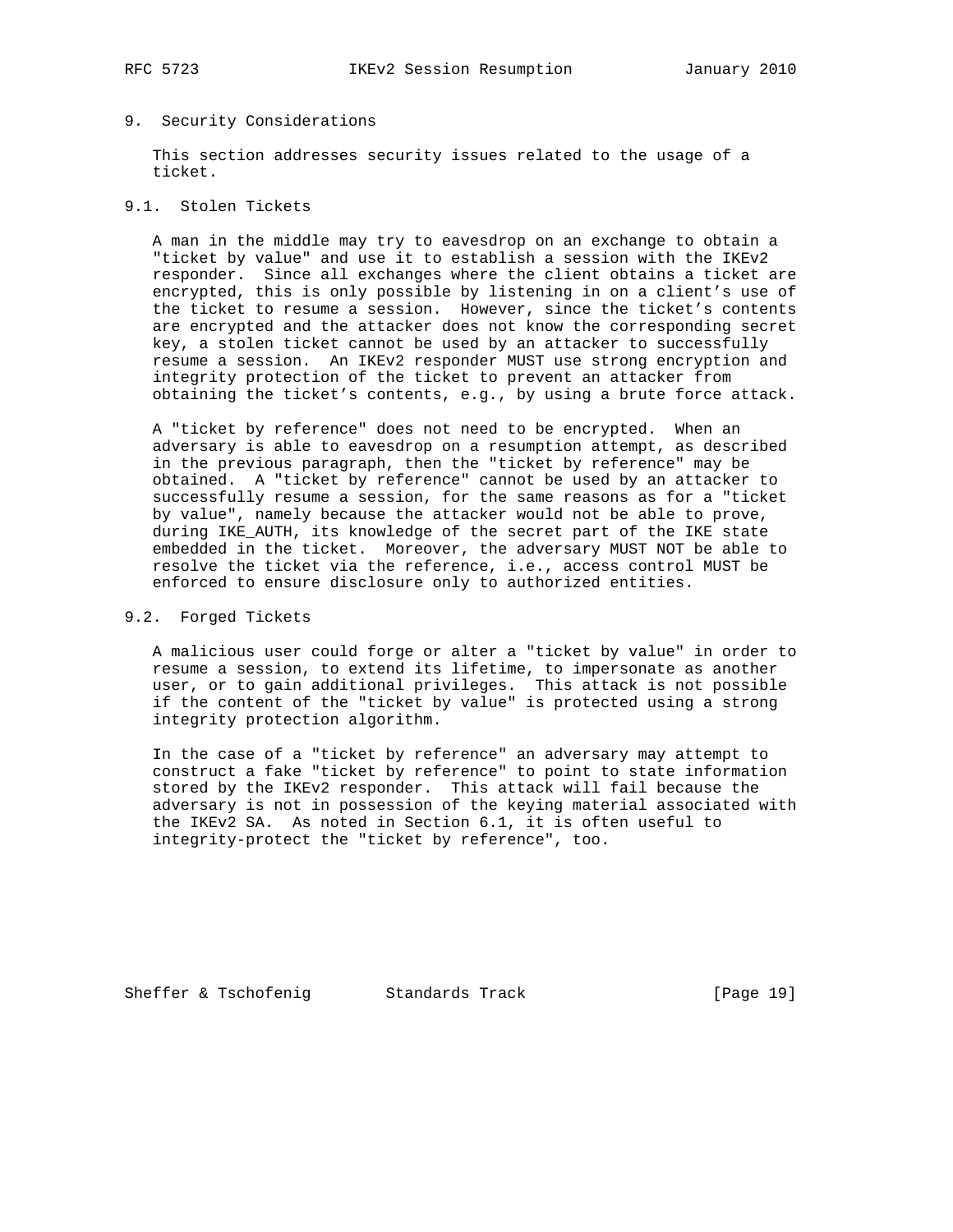## 9. Security Considerations

This section addresses security issues related to the usage of a ticket.

### 9.1. Stolen Tickets

A man in the middle may try to eavesdrop on an exchange to obtain a "ticket by value" and use it to establish a session with the IKEv2 responder. Since all exchanges where the client obtains a ticket are encrypted, this is only possible by listening in on a client's use of the ticket to resume a session. However, since the ticket's contents are encrypted and the attacker does not know the corresponding secret key, a stolen ticket cannot be used by an attacker to successfully resume a session. An IKEv2 responder MUST use strong encryption and integrity protection of the ticket to prevent an attacker from obtaining the ticket's contents, e.g., by using a brute force attack.

A "ticket by reference" does not need to be encrypted. When an adversary is able to eavesdrop on a resumption attempt, as described in the previous paragraph, then the "ticket by reference" may be obtained. A "ticket by reference" cannot be used by an attacker to successfully resume a session, for the same reasons as for a "ticket by value", namely because the attacker would not be able to prove, during IKE_AUTH, its knowledge of the secret part of the IKE state embedded in the ticket. Moreover, the adversary MUST NOT be able to resolve the ticket via the reference, i.e., access control MUST be enforced to ensure disclosure only to authorized entities.

### 9.2. Forged Tickets

A malicious user could forge or alter a "ticket by value" in order to resume a session, to extend its lifetime, to impersonate as another user, or to gain additional privileges. This attack is not possible if the content of the "ticket by value" is protected using a strong integrity protection algorithm.

In the case of a "ticket by reference" an adversary may attempt to construct a fake "ticket by reference" to point to state information stored by the IKEv2 responder. This attack will fail because the adversary is not in possession of the keying material associated with the IKEv2 SA. As noted in Section 6.1, it is often useful to integrity-protect the "ticket by reference", too.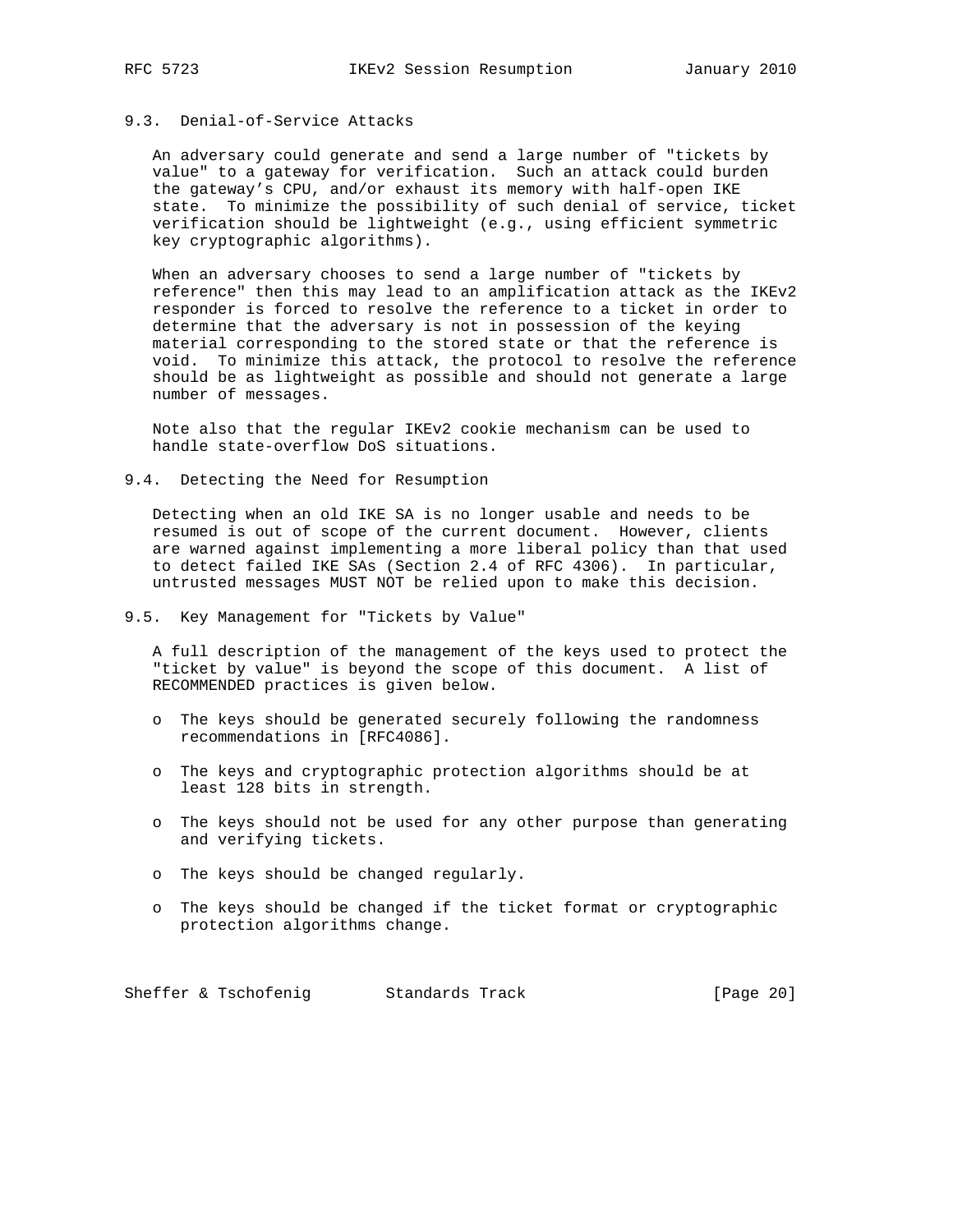### 9.3. Denial-of-Service Attacks

An adversary could generate and send a large number of "tickets by value" to a gateway for verification. Such an attack could burden the gateway's CPU, and/or exhaust its memory with half-open IKE state. To minimize the possibility of such denial of service, ticket verification should be lightweight (e.g., using efficient symmetric key cryptographic algorithms).

When an adversary chooses to send a large number of "tickets by reference" then this may lead to an amplification attack as the IKEv2 responder is forced to resolve the reference to a ticket in order to determine that the adversary is not in possession of the keying material corresponding to the stored state or that the reference is void. To minimize this attack, the protocol to resolve the reference should be as lightweight as possible and should not generate a large number of messages.

Note also that the regular IKEv2 cookie mechanism can be used to handle state-overflow DoS situations.

### 9.4. Detecting the Need for Resumption

Detecting when an old IKE SA is no longer usable and needs to be resumed is out of scope of the current document. However, clients are warned against implementing a more liberal policy than that used to detect failed IKE SAs (Section 2.4 of RFC 4306). In particular, untrusted messages MUST NOT be relied upon to make this decision.

### 9.5. Key Management for "Tickets by Value"

A full description of the management of the keys used to protect the "ticket by value" is beyond the scope of this document. A list of RECOMMENDED practices is given below.

- The keys should be generated securely following the randomness recommendations in [RFC4086].
- The keys and cryptographic protection algorithms should be at least 128 bits in strength.
- The keys should not be used for any other purpose than generating and verifying tickets.
- The keys should be changed regularly.
- The keys should be changed if the ticket format or cryptographic protection algorithms change.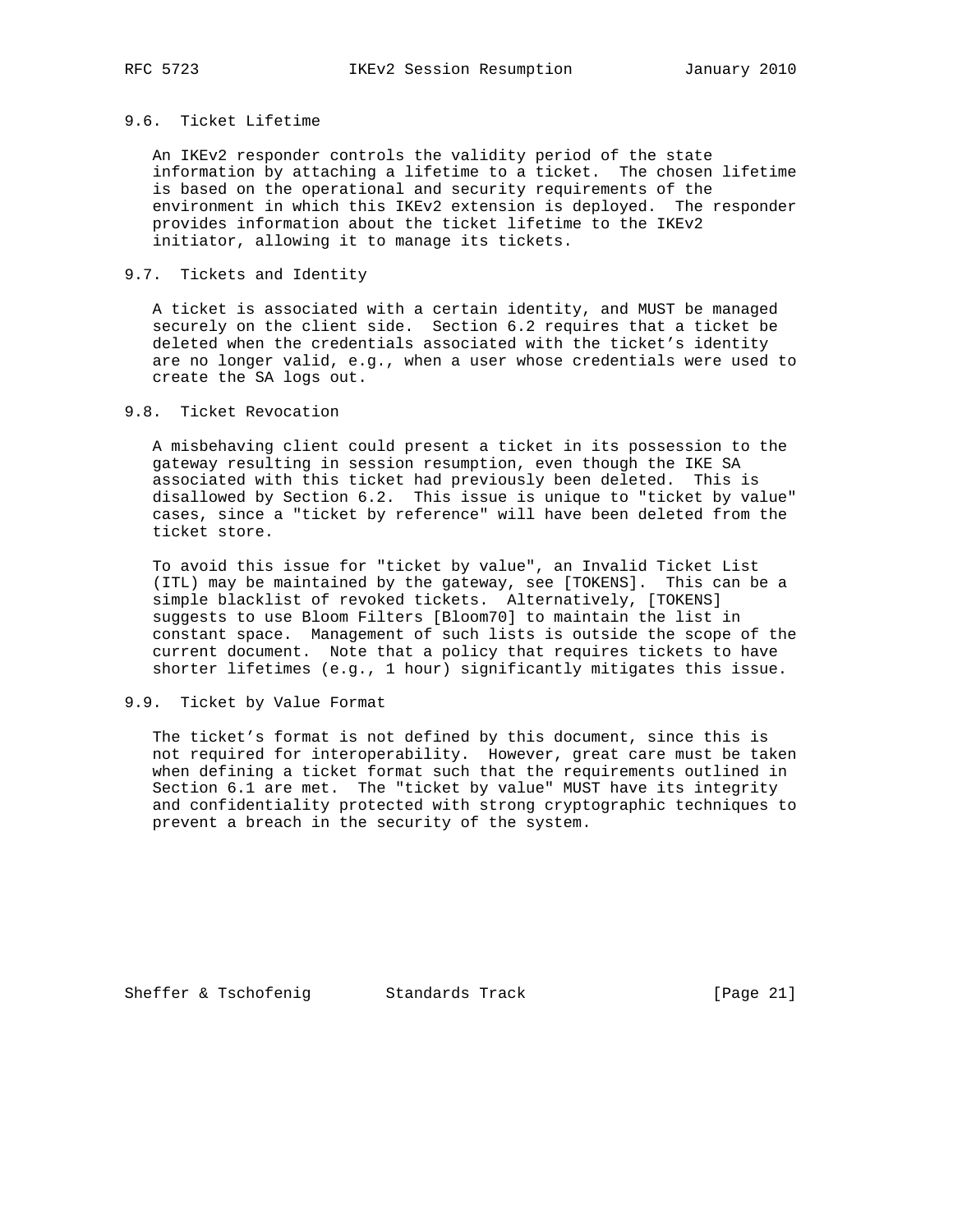### 9.6. Ticket Lifetime

An IKEv2 responder controls the validity period of the state information by attaching a lifetime to a ticket. The chosen lifetime is based on the operational and security requirements of the environment in which this IKEv2 extension is deployed. The responder provides information about the ticket lifetime to the IKEv2 initiator, allowing it to manage its tickets.

### 9.7. Tickets and Identity

A ticket is associated with a certain identity, and MUST be managed securely on the client side. Section 6.2 requires that a ticket be deleted when the credentials associated with the ticket's identity are no longer valid, e.g., when a user whose credentials were used to create the SA logs out.

### 9.8. Ticket Revocation

A misbehaving client could present a ticket in its possession to the gateway resulting in session resumption, even though the IKE SA associated with this ticket had previously been deleted. This is disallowed by Section 6.2. This issue is unique to "ticket by value" cases, since a "ticket by reference" will have been deleted from the ticket store.

To avoid this issue for "ticket by value", an Invalid Ticket List (ITL) may be maintained by the gateway, see [TOKENS]. This can be a simple blacklist of revoked tickets. Alternatively, [TOKENS] suggests to use Bloom Filters [Bloom70] to maintain the list in constant space. Management of such lists is outside the scope of the current document. Note that a policy that requires tickets to have shorter lifetimes (e.g., 1 hour) significantly mitigates this issue.

### 9.9. Ticket by Value Format

The ticket's format is not defined by this document, since this is not required for interoperability. However, great care must be taken when defining a ticket format such that the requirements outlined in Section 6.1 are met. The "ticket by value" MUST have its integrity and confidentiality protected with strong cryptographic techniques to prevent a breach in the security of the system.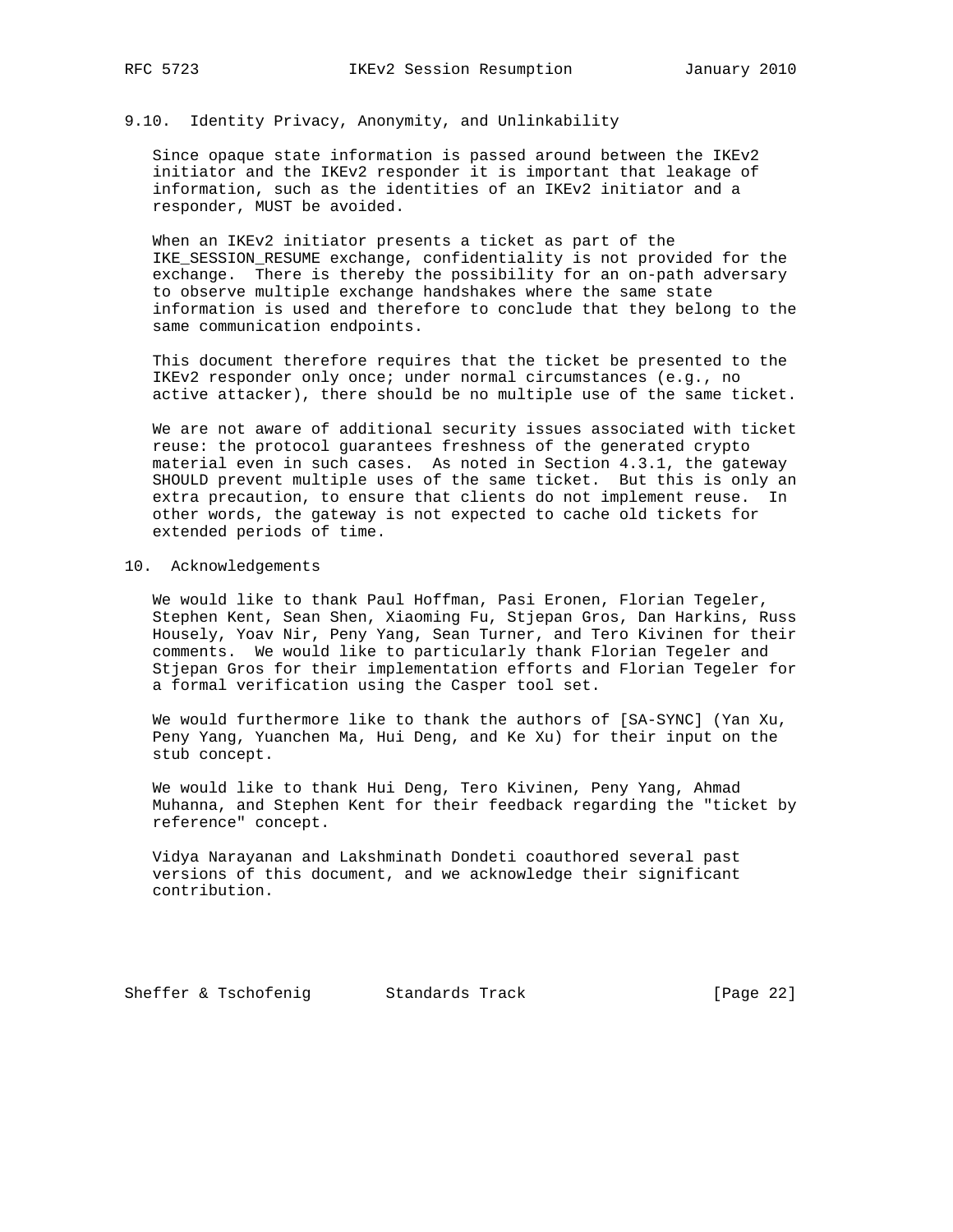### 9.10. Identity Privacy, Anonymity, and Unlinkability

Since opaque state information is passed around between the IKEv2 initiator and the IKEv2 responder it is important that leakage of information, such as the identities of an IKEv2 initiator and a responder, MUST be avoided.

When an IKEv2 initiator presents a ticket as part of the IKE_SESSION_RESUME exchange, confidentiality is not provided for the exchange. There is thereby the possibility for an on-path adversary to observe multiple exchange handshakes where the same state information is used and therefore to conclude that they belong to the same communication endpoints.

This document therefore requires that the ticket be presented to the IKEv2 responder only once; under normal circumstances (e.g., no active attacker), there should be no multiple use of the same ticket.

We are not aware of additional security issues associated with ticket reuse: the protocol guarantees freshness of the generated crypto material even in such cases. As noted in Section 4.3.1, the gateway SHOULD prevent multiple uses of the same ticket. But this is only an extra precaution, to ensure that clients do not implement reuse. In other words, the gateway is not expected to cache old tickets for extended periods of time.

## 10. Acknowledgements

We would like to thank Paul Hoffman, Pasi Eronen, Florian Tegeler, Stephen Kent, Sean Shen, Xiaoming Fu, Stjepan Gros, Dan Harkins, Russ Housely, Yoav Nir, Peny Yang, Sean Turner, and Tero Kivinen for their comments. We would like to particularly thank Florian Tegeler and Stjepan Gros for their implementation efforts and Florian Tegeler for a formal verification using the Casper tool set.

We would furthermore like to thank the authors of [SA-SYNC] (Yan Xu, Peny Yang, Yuanchen Ma, Hui Deng, and Ke Xu) for their input on the stub concept.

We would like to thank Hui Deng, Tero Kivinen, Peny Yang, Ahmad Muhanna, and Stephen Kent for their feedback regarding the "ticket by reference" concept.

Vidya Narayanan and Lakshminath Dondeti coauthored several past versions of this document, and we acknowledge their significant contribution.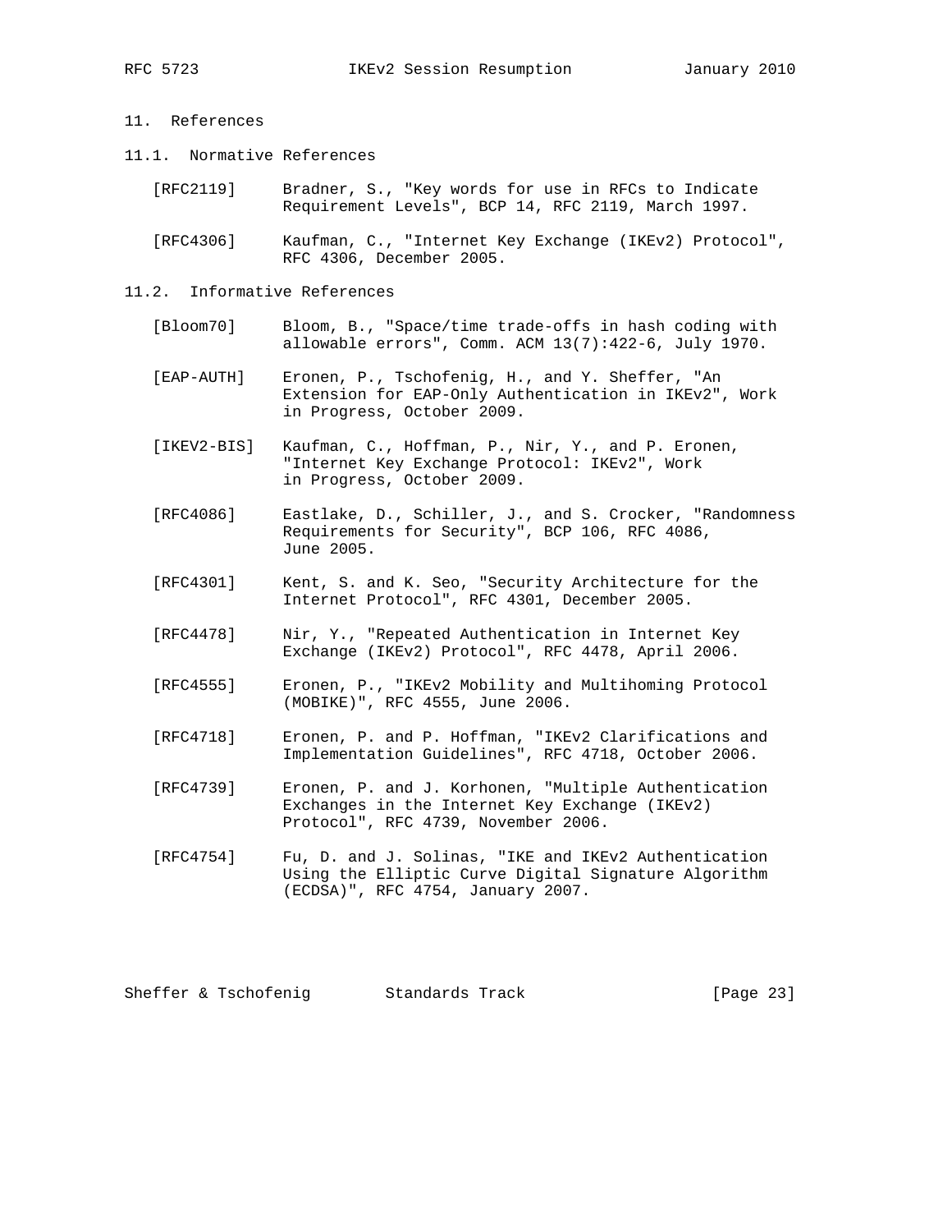## 11. References

### 11.1. Normative References

[RFC2119] Bradner, S., "Key words for use in RFCs to Indicate Requirement Levels", BCP 14, RFC 2119, March 1997.

[RFC4306] Kaufman, C., "Internet Key Exchange (IKEv2) Protocol", RFC 4306, December 2005.

### 11.2. Informative References

[Bloom70] Bloom, B., "Space/time trade-offs in hash coding with allowable errors", Comm. ACM 13(7):422-6, July 1970.

[EAP-AUTH] Eronen, P., Tschofenig, H., and Y. Sheffer, "An Extension for EAP-Only Authentication in IKEv2", Work in Progress, October 2009.

[IKEV2-BIS] Kaufman, C., Hoffman, P., Nir, Y., and P. Eronen, "Internet Key Exchange Protocol: IKEv2", Work in Progress, October 2009.

[RFC4086] Eastlake, D., Schiller, J., and S. Crocker, "Randomness Requirements for Security", BCP 106, RFC 4086, June 2005.

[RFC4301] Kent, S. and K. Seo, "Security Architecture for the Internet Protocol", RFC 4301, December 2005.

[RFC4478] Nir, Y., "Repeated Authentication in Internet Key Exchange (IKEv2) Protocol", RFC 4478, April 2006.

[RFC4555] Eronen, P., "IKEv2 Mobility and Multihoming Protocol (MOBIKE)", RFC 4555, June 2006.

[RFC4718] Eronen, P. and P. Hoffman, "IKEv2 Clarifications and Implementation Guidelines", RFC 4718, October 2006.

[RFC4739] Eronen, P. and J. Korhonen, "Multiple Authentication Exchanges in the Internet Key Exchange (IKEv2) Protocol", RFC 4739, November 2006.

[RFC4754] Fu, D. and J. Solinas, "IKE and IKEv2 Authentication Using the Elliptic Curve Digital Signature Algorithm (ECDSA)", RFC 4754, January 2007.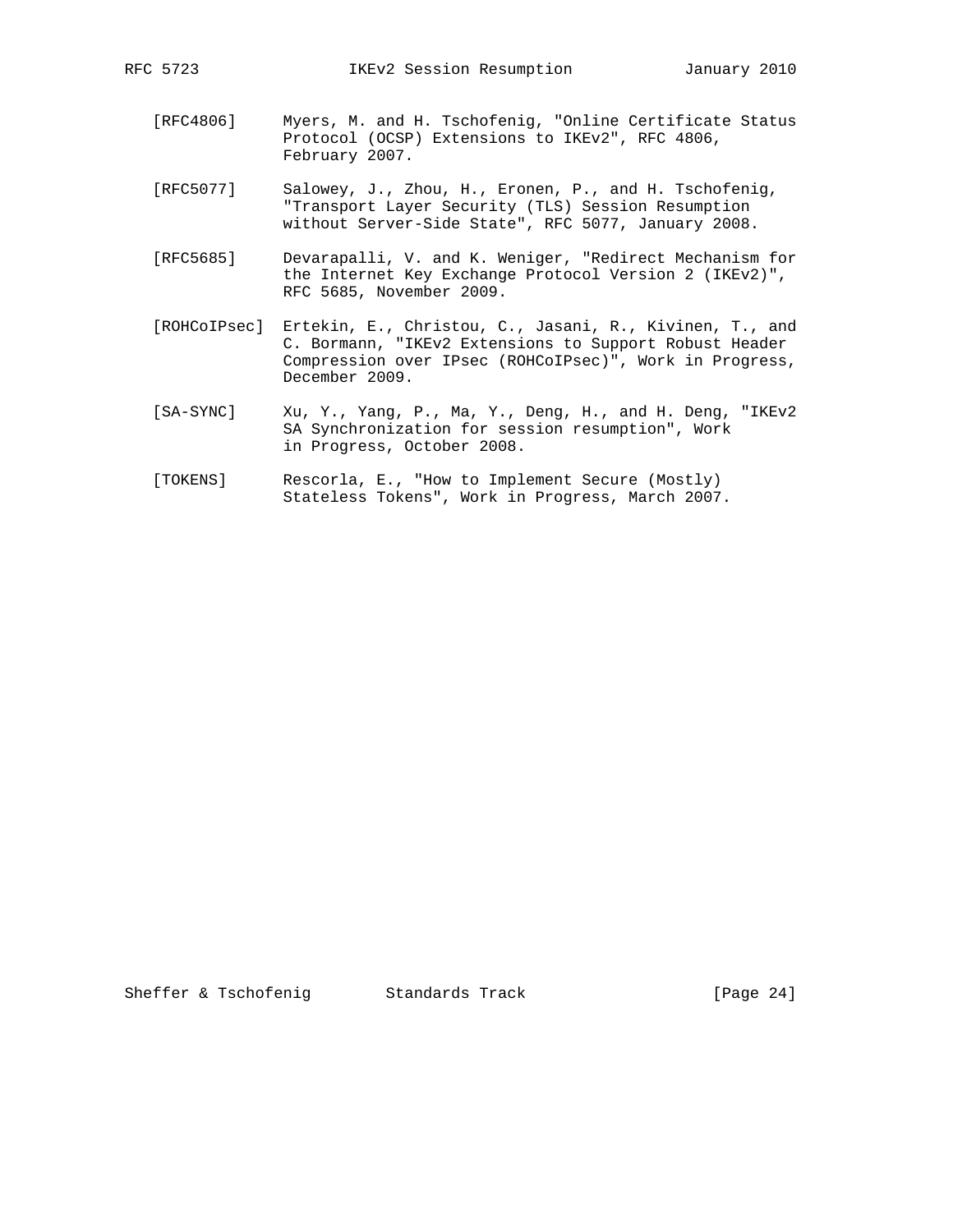[RFC4806] Myers, M. and H. Tschofenig, "Online Certificate Status Protocol (OCSP) Extensions to IKEv2", RFC 4806, February 2007.

[RFC5077] Salowey, J., Zhou, H., Eronen, P., and H. Tschofenig, "Transport Layer Security (TLS) Session Resumption without Server-Side State", RFC 5077, January 2008.

[RFC5685] Devarapalli, V. and K. Weniger, "Redirect Mechanism for the Internet Key Exchange Protocol Version 2 (IKEv2)", RFC 5685, November 2009.

[ROHCoIPsec] Ertekin, E., Christou, C., Jasani, R., Kivinen, T., and C. Bormann, "IKEv2 Extensions to Support Robust Header Compression over IPsec (ROHCoIPsec)", Work in Progress, December 2009.

[SA-SYNC] Xu, Y., Yang, P., Ma, Y., Deng, H., and H. Deng, "IKEv2 SA Synchronization for session resumption", Work in Progress, October 2008.

[TOKENS] Rescorla, E., "How to Implement Secure (Mostly) Stateless Tokens", Work in Progress, March 2007.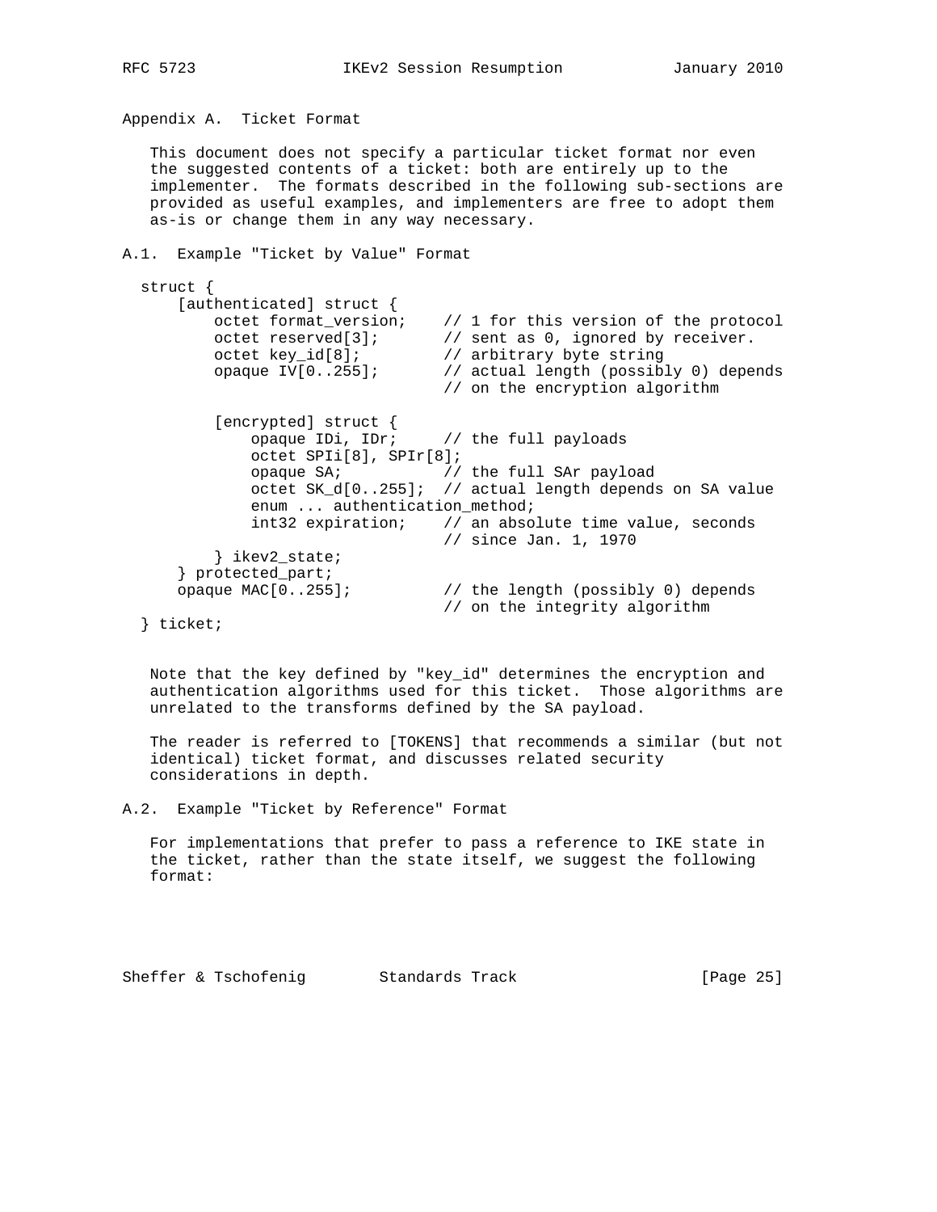## Appendix A. Ticket Format

This document does not specify a particular ticket format nor even the suggested contents of a ticket: both are entirely up to the implementer. The formats described in the following sub-sections are provided as useful examples, and implementers are free to adopt them as-is or change them in any way necessary.

### A.1. Example "Ticket by Value" Format

```
struct {
    [authenticated] struct {
        octet format_version;    // 1 for this version of the protocol
        octet reserved[3];       // sent as 0, ignored by receiver.
        octet key_id[8];         // arbitrary byte string
        opaque IV[0..255];       // actual length (possibly 0) depends
                                 // on the encryption algorithm

        [encrypted] struct {
            opaque IDi, IDr;     // the full payloads
            octet SPIi[8], SPIr[8];
            opaque SA;           // the full SAr payload
            octet SK_d[0..255];  // actual length depends on SA value
            enum ... authentication_method;
            int32 expiration;    // an absolute time value, seconds
                                 // since Jan. 1, 1970
        } ikev2_state;
    } protected_part;
    opaque MAC[0..255];          // the length (possibly 0) depends
                                 // on the integrity algorithm
} ticket;
```

Note that the key defined by "key_id" determines the encryption and authentication algorithms used for this ticket. Those algorithms are unrelated to the transforms defined by the SA payload.

The reader is referred to [TOKENS] that recommends a similar (but not identical) ticket format, and discusses related security considerations in depth.

### A.2. Example "Ticket by Reference" Format

For implementations that prefer to pass a reference to IKE state in the ticket, rather than the state itself, we suggest the following format: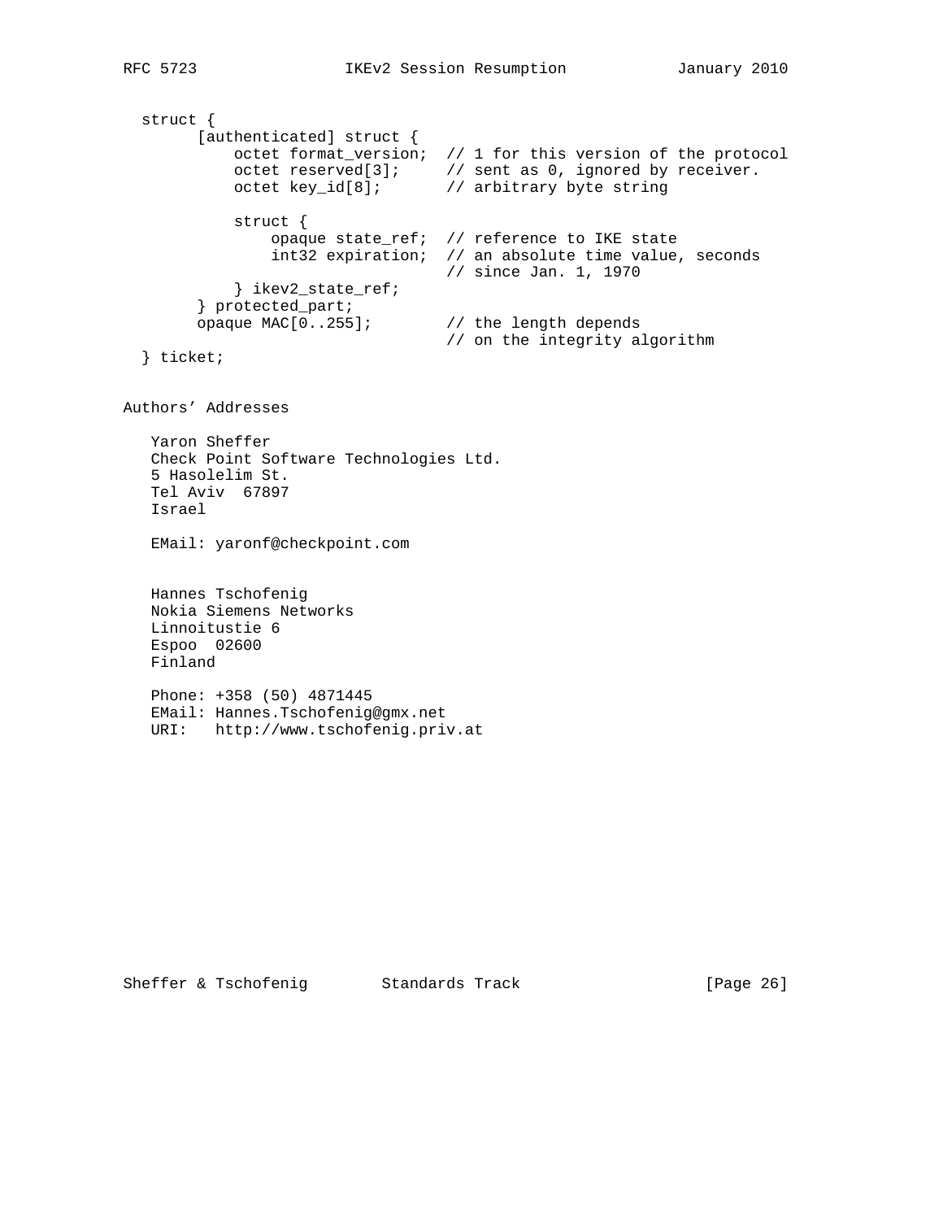```
struct {
      [authenticated] struct {
          octet format_version;  // 1 for this version of the protocol
          octet reserved[3];     // sent as 0, ignored by receiver.
          octet key_id[8];       // arbitrary byte string

          struct {
              opaque state_ref;  // reference to IKE state
              int32 expiration;  // an absolute time value, seconds
                                 // since Jan. 1, 1970
          } ikev2_state_ref;
      } protected_part;
      opaque MAC[0..255];        // the length depends
                                 // on the integrity algorithm
} ticket;
```

## Authors' Addresses

Yaron Sheffer
Check Point Software Technologies Ltd.
5 Hasolelim St.
Tel Aviv 67897
Israel

EMail: yaronf@checkpoint.com

Hannes Tschofenig
Nokia Siemens Networks
Linnoitustie 6
Espoo 02600
Finland

Phone: +358 (50) 4871445
EMail: Hannes.Tschofenig@gmx.net
URI: http://www.tschofenig.priv.at